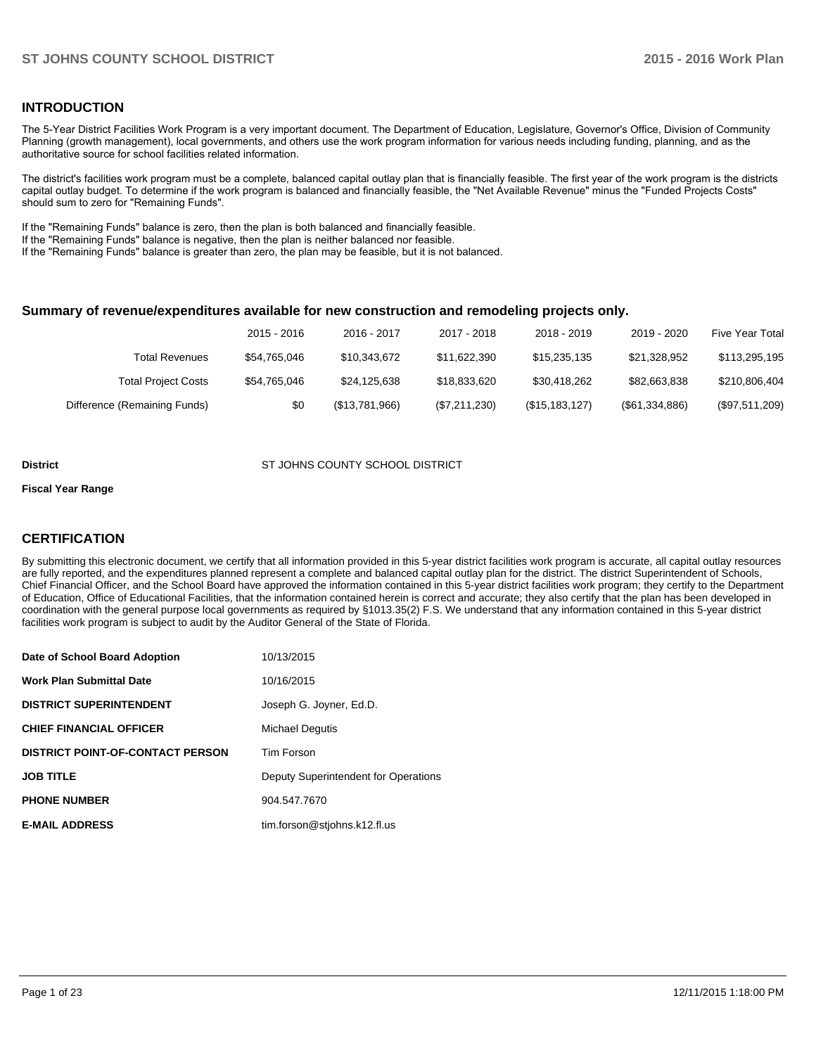## INTRODUCTION

The 5-Year District Facilities Work Program is a very important document. The Department of Education, Legislature, Governor's Office, Division of Community Planning (growth management), local governments, and others use the work program information for various needs including funding, planning, and as the authoritative source for school facilities related information.

The district's facilities work program must be a complete, balanced capital outlay plan that is financially feasible. The first year of the work program is the districts capital outlay budget. To determine if the work program is balanced and financially feasible, the "Net Available Revenue" minus the "Funded Projects Costs" should sum to zero for "Remaining Funds".

If the "Remaining Funds" balance is zero, then the plan is both balanced and financially feasible.
If the "Remaining Funds" balance is negative, then the plan is neither balanced nor feasible.
If the "Remaining Funds" balance is greater than zero, the plan may be feasible, but it is not balanced.

### Summary of revenue/expenditures available for new construction and remodeling projects only.

| | 2015 - 2016 | 2016 - 2017 | 2017 - 2018 | 2018 - 2019 | 2019 - 2020 | Five Year Total |
|---|---|---|---|---|---|---|
| Total Revenues | $54,765,046 | $10,343,672 | $11,622,390 | $15,235,135 | $21,328,952 | $113,295,195 |
| Total Project Costs | $54,765,046 | $24,125,638 | $18,833,620 | $30,418,262 | $82,663,838 | $210,806,404 |
| Difference (Remaining Funds) | $0 | ($13,781,966) | ($7,211,230) | ($15,183,127) | ($61,334,886) | ($97,511,209) |

**District** ST JOHNS COUNTY SCHOOL DISTRICT

**Fiscal Year Range**

## CERTIFICATION

By submitting this electronic document, we certify that all information provided in this 5-year district facilities work program is accurate, all capital outlay resources are fully reported, and the expenditures planned represent a complete and balanced capital outlay plan for the district. The district Superintendent of Schools, Chief Financial Officer, and the School Board have approved the information contained in this 5-year district facilities work program; they certify to the Department of Education, Office of Educational Facilities, that the information contained herein is correct and accurate; they also certify that the plan has been developed in coordination with the general purpose local governments as required by §1013.35(2) F.S. We understand that any information contained in this 5-year district facilities work program is subject to audit by the Auditor General of the State of Florida.

| | |
|---|---|
| **Date of School Board Adoption** | 10/13/2015 |
| **Work Plan Submittal Date** | 10/16/2015 |
| **DISTRICT SUPERINTENDENT** | Joseph G. Joyner, Ed.D. |
| **CHIEF FINANCIAL OFFICER** | Michael Degutis |
| **DISTRICT POINT-OF-CONTACT PERSON** | Tim Forson |
| **JOB TITLE** | Deputy Superintendent for Operations |
| **PHONE NUMBER** | 904.547.7670 |
| **E-MAIL ADDRESS** | tim.forson@stjohns.k12.fl.us |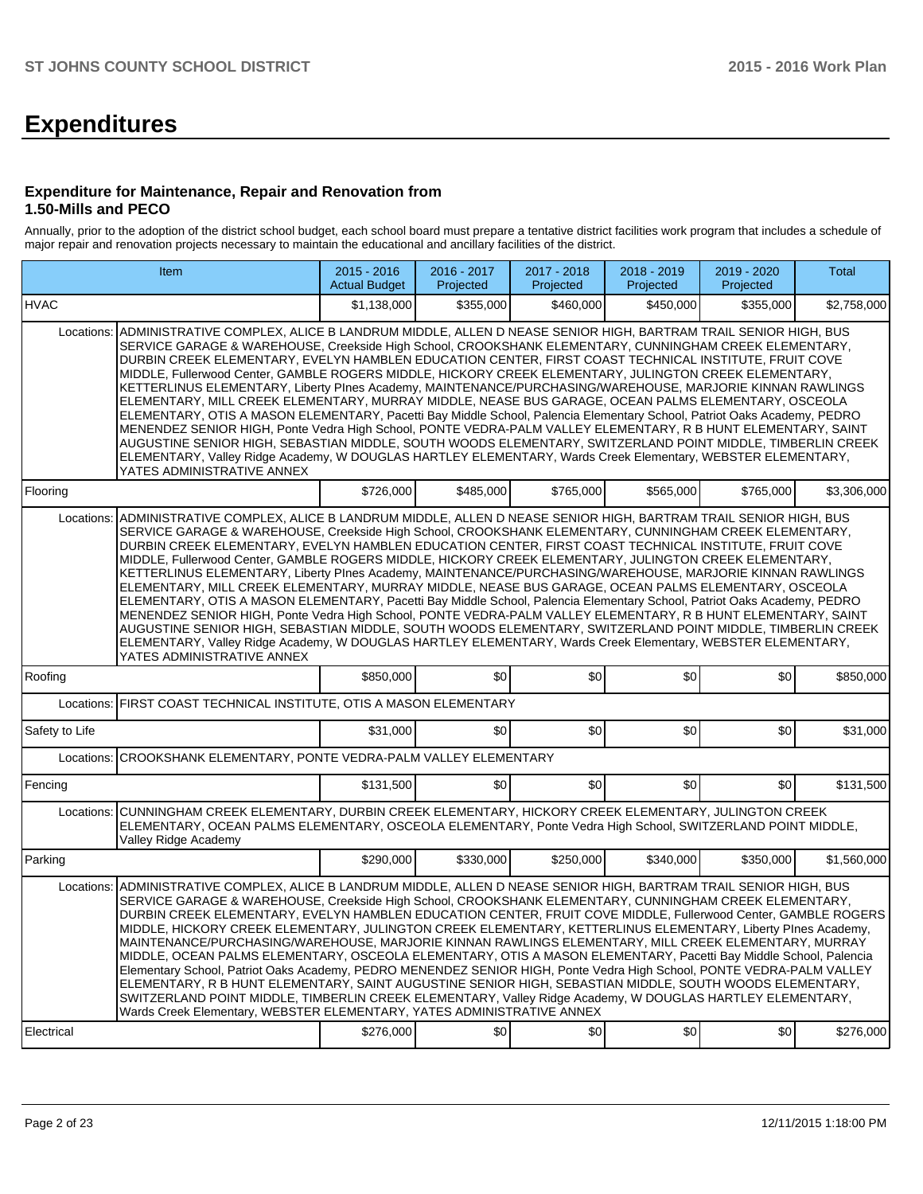# Expenditures

### Expenditure for Maintenance, Repair and Renovation from 1.50-Mills and PECO

Annually, prior to the adoption of the district school budget, each school board must prepare a tentative district facilities work program that includes a schedule of major repair and renovation projects necessary to maintain the educational and ancillary facilities of the district.

| Item | | 2015 - 2016 Actual Budget | 2016 - 2017 Projected | 2017 - 2018 Projected | 2018 - 2019 Projected | 2019 - 2020 Projected | Total |
|---|---|---|---|---|---|---|---|
| HVAC | | $1,138,000 | $355,000 | $460,000 | $450,000 | $355,000 | $2,758,000 |
| Locations: | ADMINISTRATIVE COMPLEX, ALICE B LANDRUM MIDDLE, ALLEN D NEASE SENIOR HIGH, BARTRAM TRAIL SENIOR HIGH, BUS SERVICE GARAGE & WAREHOUSE, Creekside High School, CROOKSHANK ELEMENTARY, CUNNINGHAM CREEK ELEMENTARY, DURBIN CREEK ELEMENTARY, EVELYN HAMBLEN EDUCATION CENTER, FIRST COAST TECHNICAL INSTITUTE, FRUIT COVE MIDDLE, Fullerwood Center, GAMBLE ROGERS MIDDLE, HICKORY CREEK ELEMENTARY, JULINGTON CREEK ELEMENTARY, KETTERLINUS ELEMENTARY, Liberty PInes Academy, MAINTENANCE/PURCHASING/WAREHOUSE, MARJORIE KINNAN RAWLINGS ELEMENTARY, MILL CREEK ELEMENTARY, MURRAY MIDDLE, NEASE BUS GARAGE, OCEAN PALMS ELEMENTARY, OSCEOLA ELEMENTARY, OTIS A MASON ELEMENTARY, Pacetti Bay Middle School, Palencia Elementary School, Patriot Oaks Academy, PEDRO MENENDEZ SENIOR HIGH, Ponte Vedra High School, PONTE VEDRA-PALM VALLEY ELEMENTARY, R B HUNT ELEMENTARY, SAINT AUGUSTINE SENIOR HIGH, SEBASTIAN MIDDLE, SOUTH WOODS ELEMENTARY, SWITZERLAND POINT MIDDLE, TIMBERLIN CREEK ELEMENTARY, Valley Ridge Academy, W DOUGLAS HARTLEY ELEMENTARY, Wards Creek Elementary, WEBSTER ELEMENTARY, YATES ADMINISTRATIVE ANNEX | | | | | | |
| Flooring | | $726,000 | $485,000 | $765,000 | $565,000 | $765,000 | $3,306,000 |
| Locations: | ADMINISTRATIVE COMPLEX, ALICE B LANDRUM MIDDLE, ALLEN D NEASE SENIOR HIGH, BARTRAM TRAIL SENIOR HIGH, BUS SERVICE GARAGE & WAREHOUSE, Creekside High School, CROOKSHANK ELEMENTARY, CUNNINGHAM CREEK ELEMENTARY, DURBIN CREEK ELEMENTARY, EVELYN HAMBLEN EDUCATION CENTER, FIRST COAST TECHNICAL INSTITUTE, FRUIT COVE MIDDLE, Fullerwood Center, GAMBLE ROGERS MIDDLE, HICKORY CREEK ELEMENTARY, JULINGTON CREEK ELEMENTARY, KETTERLINUS ELEMENTARY, Liberty PInes Academy, MAINTENANCE/PURCHASING/WAREHOUSE, MARJORIE KINNAN RAWLINGS ELEMENTARY, MILL CREEK ELEMENTARY, MURRAY MIDDLE, NEASE BUS GARAGE, OCEAN PALMS ELEMENTARY, OSCEOLA ELEMENTARY, OTIS A MASON ELEMENTARY, Pacetti Bay Middle School, Palencia Elementary School, Patriot Oaks Academy, PEDRO MENENDEZ SENIOR HIGH, Ponte Vedra High School, PONTE VEDRA-PALM VALLEY ELEMENTARY, R B HUNT ELEMENTARY, SAINT AUGUSTINE SENIOR HIGH, SEBASTIAN MIDDLE, SOUTH WOODS ELEMENTARY, SWITZERLAND POINT MIDDLE, TIMBERLIN CREEK ELEMENTARY, Valley Ridge Academy, W DOUGLAS HARTLEY ELEMENTARY, Wards Creek Elementary, WEBSTER ELEMENTARY, YATES ADMINISTRATIVE ANNEX | | | | | | |
| Roofing | | $850,000 | $0 | $0 | $0 | $0 | $850,000 |
| Locations: | FIRST COAST TECHNICAL INSTITUTE, OTIS A MASON ELEMENTARY | | | | | | |
| Safety to Life | | $31,000 | $0 | $0 | $0 | $0 | $31,000 |
| Locations: | CROOKSHANK ELEMENTARY, PONTE VEDRA-PALM VALLEY ELEMENTARY | | | | | | |
| Fencing | | $131,500 | $0 | $0 | $0 | $0 | $131,500 |
| Locations: | CUNNINGHAM CREEK ELEMENTARY, DURBIN CREEK ELEMENTARY, HICKORY CREEK ELEMENTARY, JULINGTON CREEK ELEMENTARY, OCEAN PALMS ELEMENTARY, OSCEOLA ELEMENTARY, Ponte Vedra High School, SWITZERLAND POINT MIDDLE, Valley Ridge Academy | | | | | | |
| Parking | | $290,000 | $330,000 | $250,000 | $340,000 | $350,000 | $1,560,000 |
| Locations: | ADMINISTRATIVE COMPLEX, ALICE B LANDRUM MIDDLE, ALLEN D NEASE SENIOR HIGH, BARTRAM TRAIL SENIOR HIGH, BUS SERVICE GARAGE & WAREHOUSE, Creekside High School, CROOKSHANK ELEMENTARY, CUNNINGHAM CREEK ELEMENTARY, DURBIN CREEK ELEMENTARY, EVELYN HAMBLEN EDUCATION CENTER, FRUIT COVE MIDDLE, Fullerwood Center, GAMBLE ROGERS MIDDLE, HICKORY CREEK ELEMENTARY, JULINGTON CREEK ELEMENTARY, KETTERLINUS ELEMENTARY, Liberty PInes Academy, MAINTENANCE/PURCHASING/WAREHOUSE, MARJORIE KINNAN RAWLINGS ELEMENTARY, MILL CREEK ELEMENTARY, MURRAY MIDDLE, OCEAN PALMS ELEMENTARY, OSCEOLA ELEMENTARY, OTIS A MASON ELEMENTARY, Pacetti Bay Middle School, Palencia Elementary School, Patriot Oaks Academy, PEDRO MENENDEZ SENIOR HIGH, Ponte Vedra High School, PONTE VEDRA-PALM VALLEY ELEMENTARY, R B HUNT ELEMENTARY, SAINT AUGUSTINE SENIOR HIGH, SEBASTIAN MIDDLE, SOUTH WOODS ELEMENTARY, SWITZERLAND POINT MIDDLE, TIMBERLIN CREEK ELEMENTARY, Valley Ridge Academy, W DOUGLAS HARTLEY ELEMENTARY, Wards Creek Elementary, WEBSTER ELEMENTARY, YATES ADMINISTRATIVE ANNEX | | | | | | |
| Electrical | | $276,000 | $0 | $0 | $0 | $0 | $276,000 |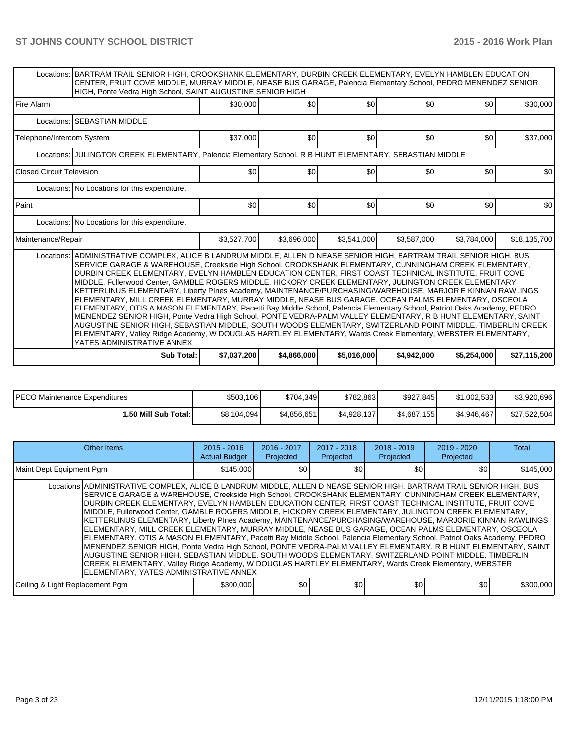| | | | | | | |
|---|---|---|---|---|---|---|
| Locations: | BARTRAM TRAIL SENIOR HIGH, CROOKSHANK ELEMENTARY, DURBIN CREEK ELEMENTARY, EVELYN HAMBLEN EDUCATION CENTER, FRUIT COVE MIDDLE, MURRAY MIDDLE, NEASE BUS GARAGE, Palencia Elementary School, PEDRO MENENDEZ SENIOR HIGH, Ponte Vedra High School, SAINT AUGUSTINE SENIOR HIGH | | | | | |
| Fire Alarm | $30,000 | $0 | $0 | $0 | $0 | $30,000 |
| Locations: | SEBASTIAN MIDDLE | | | | | |
| Telephone/Intercom System | $37,000 | $0 | $0 | $0 | $0 | $37,000 |
| Locations: | JULINGTON CREEK ELEMENTARY, Palencia Elementary School, R B HUNT ELEMENTARY, SEBASTIAN MIDDLE | | | | | |
| Closed Circuit Television | $0 | $0 | $0 | $0 | $0 | $0 |
| Locations: | No Locations for this expenditure. | | | | | |
| Paint | $0 | $0 | $0 | $0 | $0 | $0 |
| Locations: | No Locations for this expenditure. | | | | | |
| Maintenance/Repair | $3,527,700 | $3,696,000 | $3,541,000 | $3,587,000 | $3,784,000 | $18,135,700 |
| Locations: | ADMINISTRATIVE COMPLEX, ALICE B LANDRUM MIDDLE, ALLEN D NEASE SENIOR HIGH, BARTRAM TRAIL SENIOR HIGH, BUS SERVICE GARAGE & WAREHOUSE, Creekside High School, CROOKSHANK ELEMENTARY, CUNNINGHAM CREEK ELEMENTARY, DURBIN CREEK ELEMENTARY, EVELYN HAMBLEN EDUCATION CENTER, FIRST COAST TECHNICAL INSTITUTE, FRUIT COVE MIDDLE, Fullerwood Center, GAMBLE ROGERS MIDDLE, HICKORY CREEK ELEMENTARY, JULINGTON CREEK ELEMENTARY, KETTERLINUS ELEMENTARY, Liberty PInes Academy, MAINTENANCE/PURCHASING/WAREHOUSE, MARJORIE KINNAN RAWLINGS ELEMENTARY, MILL CREEK ELEMENTARY, MURRAY MIDDLE, NEASE BUS GARAGE, OCEAN PALMS ELEMENTARY, OSCEOLA ELEMENTARY, OTIS A MASON ELEMENTARY, Pacetti Bay Middle School, Palencia Elementary School, Patriot Oaks Academy, PEDRO MENENDEZ SENIOR HIGH, Ponte Vedra High School, PONTE VEDRA-PALM VALLEY ELEMENTARY, R B HUNT ELEMENTARY, SAINT AUGUSTINE SENIOR HIGH, SEBASTIAN MIDDLE, SOUTH WOODS ELEMENTARY, SWITZERLAND POINT MIDDLE, TIMBERLIN CREEK ELEMENTARY, Valley Ridge Academy, W DOUGLAS HARTLEY ELEMENTARY, Wards Creek Elementary, WEBSTER ELEMENTARY, YATES ADMINISTRATIVE ANNEX | | | | | |
| **Sub Total:** | **$7,037,200** | **$4,866,000** | **$5,016,000** | **$4,942,000** | **$5,254,000** | **$27,115,200** |

| | | | | | | |
|---|---|---|---|---|---|---|
| PECO Maintenance Expenditures | $503,106 | $704,349 | $782,863 | $927,845 | $1,002,533 | $3,920,696 |
| **1.50 Mill Sub Total:** | $8,104,094 | $4,856,651 | $4,928,137 | $4,687,155 | $4,946,467 | $27,522,504 |

| Other Items | 2015 - 2016 Actual Budget | 2016 - 2017 Projected | 2017 - 2018 Projected | 2018 - 2019 Projected | 2019 - 2020 Projected | Total |
|---|---|---|---|---|---|---|
| Maint Dept Equipment Pgm | $145,000 | $0 | $0 | $0 | $0 | $145,000 |
| Locations | ADMINISTRATIVE COMPLEX, ALICE B LANDRUM MIDDLE, ALLEN D NEASE SENIOR HIGH, BARTRAM TRAIL SENIOR HIGH, BUS SERVICE GARAGE & WAREHOUSE, Creekside High School, CROOKSHANK ELEMENTARY, CUNNINGHAM CREEK ELEMENTARY, DURBIN CREEK ELEMENTARY, EVELYN HAMBLEN EDUCATION CENTER, FIRST COAST TECHNICAL INSTITUTE, FRUIT COVE MIDDLE, Fullerwood Center, GAMBLE ROGERS MIDDLE, HICKORY CREEK ELEMENTARY, JULINGTON CREEK ELEMENTARY, KETTERLINUS ELEMENTARY, Liberty PInes Academy, MAINTENANCE/PURCHASING/WAREHOUSE, MARJORIE KINNAN RAWLINGS ELEMENTARY, MILL CREEK ELEMENTARY, MURRAY MIDDLE, NEASE BUS GARAGE, OCEAN PALMS ELEMENTARY, OSCEOLA ELEMENTARY, OTIS A MASON ELEMENTARY, Pacetti Bay Middle School, Palencia Elementary School, Patriot Oaks Academy, PEDRO MENENDEZ SENIOR HIGH, Ponte Vedra High School, PONTE VEDRA-PALM VALLEY ELEMENTARY, R B HUNT ELEMENTARY, SAINT AUGUSTINE SENIOR HIGH, SEBASTIAN MIDDLE, SOUTH WOODS ELEMENTARY, SWITZERLAND POINT MIDDLE, TIMBERLIN CREEK ELEMENTARY, Valley Ridge Academy, W DOUGLAS HARTLEY ELEMENTARY, Wards Creek Elementary, WEBSTER ELEMENTARY, YATES ADMINISTRATIVE ANNEX | | | | | |
| Ceiling & Light Replacement Pgm | $300,000 | $0 | $0 | $0 | $0 | $300,000 |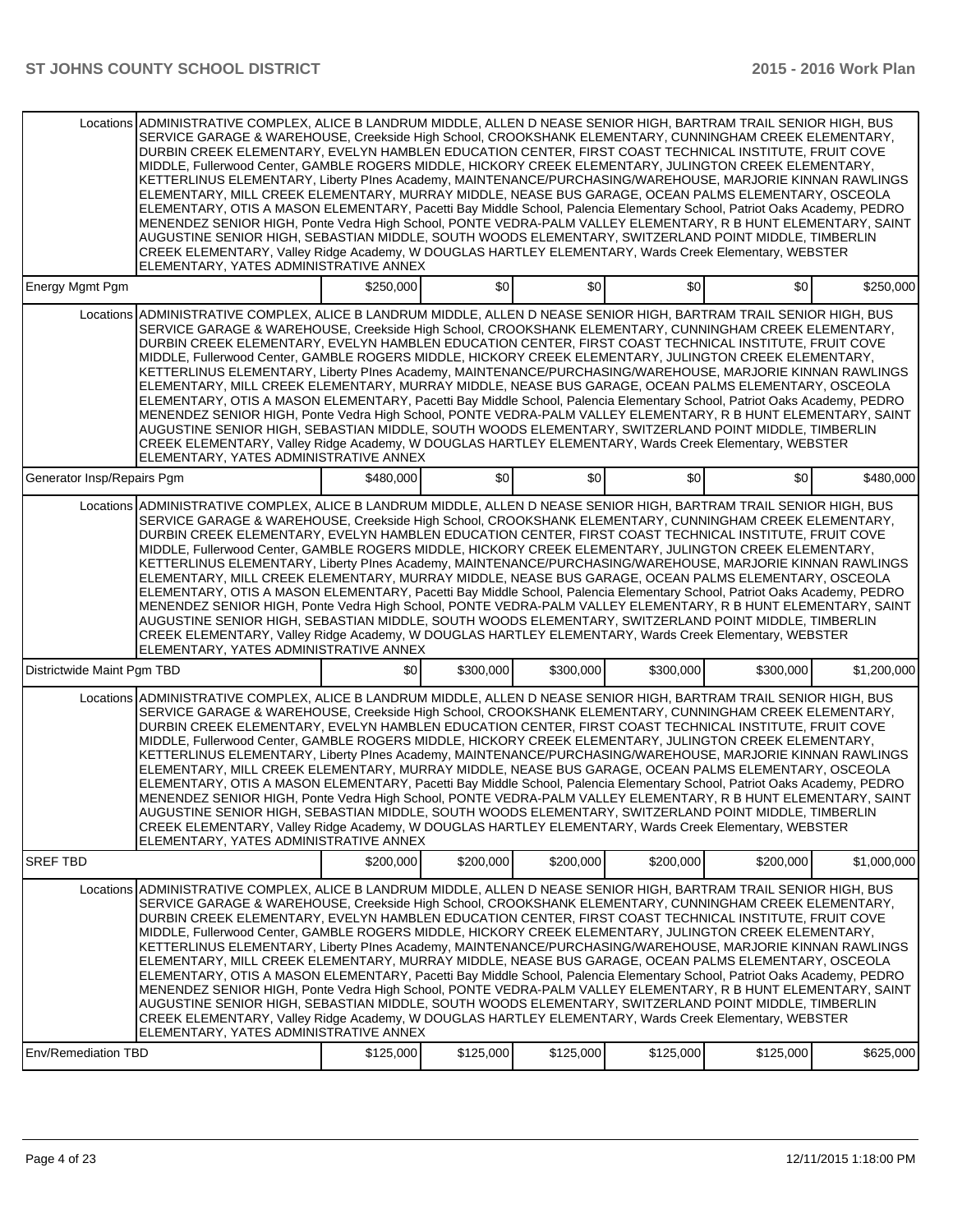| | | | | | | |
|---|---|---|---|---|---|---|
| Locations | ADMINISTRATIVE COMPLEX, ALICE B LANDRUM MIDDLE, ALLEN D NEASE SENIOR HIGH, BARTRAM TRAIL SENIOR HIGH, BUS SERVICE GARAGE & WAREHOUSE, Creekside High School, CROOKSHANK ELEMENTARY, CUNNINGHAM CREEK ELEMENTARY, DURBIN CREEK ELEMENTARY, EVELYN HAMBLEN EDUCATION CENTER, FIRST COAST TECHNICAL INSTITUTE, FRUIT COVE MIDDLE, Fullerwood Center, GAMBLE ROGERS MIDDLE, HICKORY CREEK ELEMENTARY, JULINGTON CREEK ELEMENTARY, KETTERLINUS ELEMENTARY, Liberty PInes Academy, MAINTENANCE/PURCHASING/WAREHOUSE, MARJORIE KINNAN RAWLINGS ELEMENTARY, MILL CREEK ELEMENTARY, MURRAY MIDDLE, NEASE BUS GARAGE, OCEAN PALMS ELEMENTARY, OSCEOLA ELEMENTARY, OTIS A MASON ELEMENTARY, Pacetti Bay Middle School, Palencia Elementary School, Patriot Oaks Academy, PEDRO MENENDEZ SENIOR HIGH, Ponte Vedra High School, PONTE VEDRA-PALM VALLEY ELEMENTARY, R B HUNT ELEMENTARY, SAINT AUGUSTINE SENIOR HIGH, SEBASTIAN MIDDLE, SOUTH WOODS ELEMENTARY, SWITZERLAND POINT MIDDLE, TIMBERLIN CREEK ELEMENTARY, Valley Ridge Academy, W DOUGLAS HARTLEY ELEMENTARY, Wards Creek Elementary, WEBSTER ELEMENTARY, YATES ADMINISTRATIVE ANNEX | | | | | |
| Energy Mgmt Pgm | | $250,000 | $0 | $0 | $0 | $0 | $250,000 |
| Locations | ADMINISTRATIVE COMPLEX, ALICE B LANDRUM MIDDLE, ALLEN D NEASE SENIOR HIGH, BARTRAM TRAIL SENIOR HIGH, BUS SERVICE GARAGE & WAREHOUSE, Creekside High School, CROOKSHANK ELEMENTARY, CUNNINGHAM CREEK ELEMENTARY, DURBIN CREEK ELEMENTARY, EVELYN HAMBLEN EDUCATION CENTER, FIRST COAST TECHNICAL INSTITUTE, FRUIT COVE MIDDLE, Fullerwood Center, GAMBLE ROGERS MIDDLE, HICKORY CREEK ELEMENTARY, JULINGTON CREEK ELEMENTARY, KETTERLINUS ELEMENTARY, Liberty PInes Academy, MAINTENANCE/PURCHASING/WAREHOUSE, MARJORIE KINNAN RAWLINGS ELEMENTARY, MILL CREEK ELEMENTARY, MURRAY MIDDLE, NEASE BUS GARAGE, OCEAN PALMS ELEMENTARY, OSCEOLA ELEMENTARY, OTIS A MASON ELEMENTARY, Pacetti Bay Middle School, Palencia Elementary School, Patriot Oaks Academy, PEDRO MENENDEZ SENIOR HIGH, Ponte Vedra High School, PONTE VEDRA-PALM VALLEY ELEMENTARY, R B HUNT ELEMENTARY, SAINT AUGUSTINE SENIOR HIGH, SEBASTIAN MIDDLE, SOUTH WOODS ELEMENTARY, SWITZERLAND POINT MIDDLE, TIMBERLIN CREEK ELEMENTARY, Valley Ridge Academy, W DOUGLAS HARTLEY ELEMENTARY, Wards Creek Elementary, WEBSTER ELEMENTARY, YATES ADMINISTRATIVE ANNEX | | | | | |
| Generator Insp/Repairs Pgm | | $480,000 | $0 | $0 | $0 | $0 | $480,000 |
| Locations | ADMINISTRATIVE COMPLEX, ALICE B LANDRUM MIDDLE, ALLEN D NEASE SENIOR HIGH, BARTRAM TRAIL SENIOR HIGH, BUS SERVICE GARAGE & WAREHOUSE, Creekside High School, CROOKSHANK ELEMENTARY, CUNNINGHAM CREEK ELEMENTARY, DURBIN CREEK ELEMENTARY, EVELYN HAMBLEN EDUCATION CENTER, FIRST COAST TECHNICAL INSTITUTE, FRUIT COVE MIDDLE, Fullerwood Center, GAMBLE ROGERS MIDDLE, HICKORY CREEK ELEMENTARY, JULINGTON CREEK ELEMENTARY, KETTERLINUS ELEMENTARY, Liberty PInes Academy, MAINTENANCE/PURCHASING/WAREHOUSE, MARJORIE KINNAN RAWLINGS ELEMENTARY, MILL CREEK ELEMENTARY, MURRAY MIDDLE, NEASE BUS GARAGE, OCEAN PALMS ELEMENTARY, OSCEOLA ELEMENTARY, OTIS A MASON ELEMENTARY, Pacetti Bay Middle School, Palencia Elementary School, Patriot Oaks Academy, PEDRO MENENDEZ SENIOR HIGH, Ponte Vedra High School, PONTE VEDRA-PALM VALLEY ELEMENTARY, R B HUNT ELEMENTARY, SAINT AUGUSTINE SENIOR HIGH, SEBASTIAN MIDDLE, SOUTH WOODS ELEMENTARY, SWITZERLAND POINT MIDDLE, TIMBERLIN CREEK ELEMENTARY, Valley Ridge Academy, W DOUGLAS HARTLEY ELEMENTARY, Wards Creek Elementary, WEBSTER ELEMENTARY, YATES ADMINISTRATIVE ANNEX | | | | | |
| Districtwide Maint Pgm TBD | | $0 | $300,000 | $300,000 | $300,000 | $300,000 | $1,200,000 |
| Locations | ADMINISTRATIVE COMPLEX, ALICE B LANDRUM MIDDLE, ALLEN D NEASE SENIOR HIGH, BARTRAM TRAIL SENIOR HIGH, BUS SERVICE GARAGE & WAREHOUSE, Creekside High School, CROOKSHANK ELEMENTARY, CUNNINGHAM CREEK ELEMENTARY, DURBIN CREEK ELEMENTARY, EVELYN HAMBLEN EDUCATION CENTER, FIRST COAST TECHNICAL INSTITUTE, FRUIT COVE MIDDLE, Fullerwood Center, GAMBLE ROGERS MIDDLE, HICKORY CREEK ELEMENTARY, JULINGTON CREEK ELEMENTARY, KETTERLINUS ELEMENTARY, Liberty PInes Academy, MAINTENANCE/PURCHASING/WAREHOUSE, MARJORIE KINNAN RAWLINGS ELEMENTARY, MILL CREEK ELEMENTARY, MURRAY MIDDLE, NEASE BUS GARAGE, OCEAN PALMS ELEMENTARY, OSCEOLA ELEMENTARY, OTIS A MASON ELEMENTARY, Pacetti Bay Middle School, Palencia Elementary School, Patriot Oaks Academy, PEDRO MENENDEZ SENIOR HIGH, Ponte Vedra High School, PONTE VEDRA-PALM VALLEY ELEMENTARY, R B HUNT ELEMENTARY, SAINT AUGUSTINE SENIOR HIGH, SEBASTIAN MIDDLE, SOUTH WOODS ELEMENTARY, SWITZERLAND POINT MIDDLE, TIMBERLIN CREEK ELEMENTARY, Valley Ridge Academy, W DOUGLAS HARTLEY ELEMENTARY, Wards Creek Elementary, WEBSTER ELEMENTARY, YATES ADMINISTRATIVE ANNEX | | | | | |
| SREF TBD | | $200,000 | $200,000 | $200,000 | $200,000 | $200,000 | $1,000,000 |
| Locations | ADMINISTRATIVE COMPLEX, ALICE B LANDRUM MIDDLE, ALLEN D NEASE SENIOR HIGH, BARTRAM TRAIL SENIOR HIGH, BUS SERVICE GARAGE & WAREHOUSE, Creekside High School, CROOKSHANK ELEMENTARY, CUNNINGHAM CREEK ELEMENTARY, DURBIN CREEK ELEMENTARY, EVELYN HAMBLEN EDUCATION CENTER, FIRST COAST TECHNICAL INSTITUTE, FRUIT COVE MIDDLE, Fullerwood Center, GAMBLE ROGERS MIDDLE, HICKORY CREEK ELEMENTARY, JULINGTON CREEK ELEMENTARY, KETTERLINUS ELEMENTARY, Liberty PInes Academy, MAINTENANCE/PURCHASING/WAREHOUSE, MARJORIE KINNAN RAWLINGS ELEMENTARY, MILL CREEK ELEMENTARY, MURRAY MIDDLE, NEASE BUS GARAGE, OCEAN PALMS ELEMENTARY, OSCEOLA ELEMENTARY, OTIS A MASON ELEMENTARY, Pacetti Bay Middle School, Palencia Elementary School, Patriot Oaks Academy, PEDRO MENENDEZ SENIOR HIGH, Ponte Vedra High School, PONTE VEDRA-PALM VALLEY ELEMENTARY, R B HUNT ELEMENTARY, SAINT AUGUSTINE SENIOR HIGH, SEBASTIAN MIDDLE, SOUTH WOODS ELEMENTARY, SWITZERLAND POINT MIDDLE, TIMBERLIN CREEK ELEMENTARY, Valley Ridge Academy, W DOUGLAS HARTLEY ELEMENTARY, Wards Creek Elementary, WEBSTER ELEMENTARY, YATES ADMINISTRATIVE ANNEX | | | | | |
| Env/Remediation TBD | | $125,000 | $125,000 | $125,000 | $125,000 | $125,000 | $625,000 |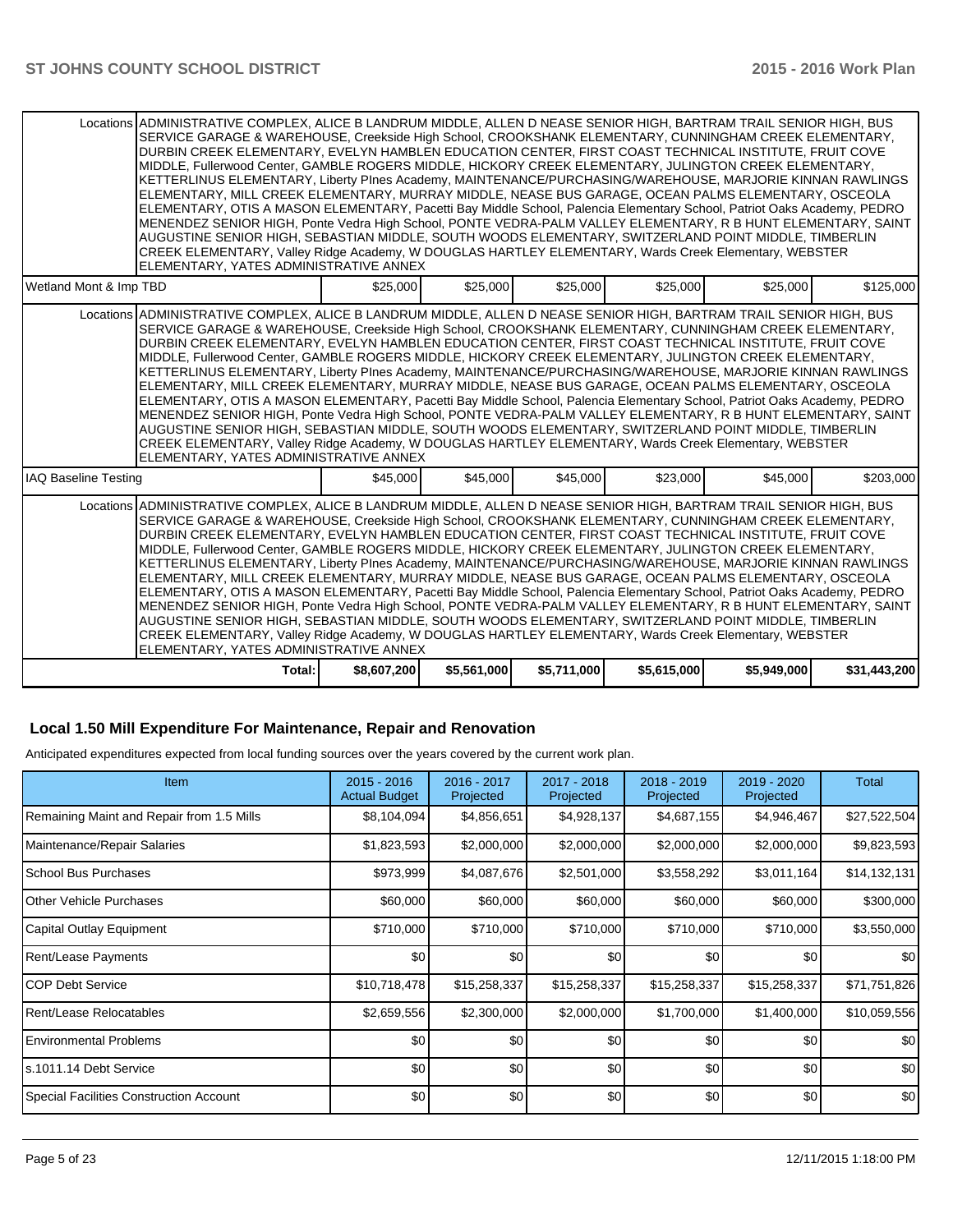| | | | | | | |
|---|---|---|---|---|---|---|
| Locations | ADMINISTRATIVE COMPLEX, ALICE B LANDRUM MIDDLE, ALLEN D NEASE SENIOR HIGH, BARTRAM TRAIL SENIOR HIGH, BUS SERVICE GARAGE & WAREHOUSE, Creekside High School, CROOKSHANK ELEMENTARY, CUNNINGHAM CREEK ELEMENTARY, DURBIN CREEK ELEMENTARY, EVELYN HAMBLEN EDUCATION CENTER, FIRST COAST TECHNICAL INSTITUTE, FRUIT COVE MIDDLE, Fullerwood Center, GAMBLE ROGERS MIDDLE, HICKORY CREEK ELEMENTARY, JULINGTON CREEK ELEMENTARY, KETTERLINUS ELEMENTARY, Liberty PInes Academy, MAINTENANCE/PURCHASING/WAREHOUSE, MARJORIE KINNAN RAWLINGS ELEMENTARY, MILL CREEK ELEMENTARY, MURRAY MIDDLE, NEASE BUS GARAGE, OCEAN PALMS ELEMENTARY, OSCEOLA ELEMENTARY, OTIS A MASON ELEMENTARY, Pacetti Bay Middle School, Palencia Elementary School, Patriot Oaks Academy, PEDRO MENENDEZ SENIOR HIGH, Ponte Vedra High School, PONTE VEDRA-PALM VALLEY ELEMENTARY, R B HUNT ELEMENTARY, SAINT AUGUSTINE SENIOR HIGH, SEBASTIAN MIDDLE, SOUTH WOODS ELEMENTARY, SWITZERLAND POINT MIDDLE, TIMBERLIN CREEK ELEMENTARY, Valley Ridge Academy, W DOUGLAS HARTLEY ELEMENTARY, Wards Creek Elementary, WEBSTER ELEMENTARY, YATES ADMINISTRATIVE ANNEX | | | | | |
| Wetland Mont & Imp TBD | | $25,000 | $25,000 | $25,000 | $25,000 | $25,000 | $125,000 |
| Locations | ADMINISTRATIVE COMPLEX, ALICE B LANDRUM MIDDLE, ALLEN D NEASE SENIOR HIGH, BARTRAM TRAIL SENIOR HIGH, BUS SERVICE GARAGE & WAREHOUSE, Creekside High School, CROOKSHANK ELEMENTARY, CUNNINGHAM CREEK ELEMENTARY, DURBIN CREEK ELEMENTARY, EVELYN HAMBLEN EDUCATION CENTER, FIRST COAST TECHNICAL INSTITUTE, FRUIT COVE MIDDLE, Fullerwood Center, GAMBLE ROGERS MIDDLE, HICKORY CREEK ELEMENTARY, JULINGTON CREEK ELEMENTARY, KETTERLINUS ELEMENTARY, Liberty PInes Academy, MAINTENANCE/PURCHASING/WAREHOUSE, MARJORIE KINNAN RAWLINGS ELEMENTARY, MILL CREEK ELEMENTARY, MURRAY MIDDLE, NEASE BUS GARAGE, OCEAN PALMS ELEMENTARY, OSCEOLA ELEMENTARY, OTIS A MASON ELEMENTARY, Pacetti Bay Middle School, Palencia Elementary School, Patriot Oaks Academy, PEDRO MENENDEZ SENIOR HIGH, Ponte Vedra High School, PONTE VEDRA-PALM VALLEY ELEMENTARY, R B HUNT ELEMENTARY, SAINT AUGUSTINE SENIOR HIGH, SEBASTIAN MIDDLE, SOUTH WOODS ELEMENTARY, SWITZERLAND POINT MIDDLE, TIMBERLIN CREEK ELEMENTARY, Valley Ridge Academy, W DOUGLAS HARTLEY ELEMENTARY, Wards Creek Elementary, WEBSTER ELEMENTARY, YATES ADMINISTRATIVE ANNEX | | | | | |
| IAQ Baseline Testing | | $45,000 | $45,000 | $45,000 | $23,000 | $45,000 | $203,000 |
| Locations | ADMINISTRATIVE COMPLEX, ALICE B LANDRUM MIDDLE, ALLEN D NEASE SENIOR HIGH, BARTRAM TRAIL SENIOR HIGH, BUS SERVICE GARAGE & WAREHOUSE, Creekside High School, CROOKSHANK ELEMENTARY, CUNNINGHAM CREEK ELEMENTARY, DURBIN CREEK ELEMENTARY, EVELYN HAMBLEN EDUCATION CENTER, FIRST COAST TECHNICAL INSTITUTE, FRUIT COVE MIDDLE, Fullerwood Center, GAMBLE ROGERS MIDDLE, HICKORY CREEK ELEMENTARY, JULINGTON CREEK ELEMENTARY, KETTERLINUS ELEMENTARY, Liberty PInes Academy, MAINTENANCE/PURCHASING/WAREHOUSE, MARJORIE KINNAN RAWLINGS ELEMENTARY, MILL CREEK ELEMENTARY, MURRAY MIDDLE, NEASE BUS GARAGE, OCEAN PALMS ELEMENTARY, OSCEOLA ELEMENTARY, OTIS A MASON ELEMENTARY, Pacetti Bay Middle School, Palencia Elementary School, Patriot Oaks Academy, PEDRO MENENDEZ SENIOR HIGH, Ponte Vedra High School, PONTE VEDRA-PALM VALLEY ELEMENTARY, R B HUNT ELEMENTARY, SAINT AUGUSTINE SENIOR HIGH, SEBASTIAN MIDDLE, SOUTH WOODS ELEMENTARY, SWITZERLAND POINT MIDDLE, TIMBERLIN CREEK ELEMENTARY, Valley Ridge Academy, W DOUGLAS HARTLEY ELEMENTARY, Wards Creek Elementary, WEBSTER ELEMENTARY, YATES ADMINISTRATIVE ANNEX | | | | | |
| | Total: | $8,607,200 | $5,561,000 | $5,711,000 | $5,615,000 | $5,949,000 | $31,443,200 |

## Local 1.50 Mill Expenditure For Maintenance, Repair and Renovation

Anticipated expenditures expected from local funding sources over the years covered by the current work plan.

| Item | 2015 - 2016 Actual Budget | 2016 - 2017 Projected | 2017 - 2018 Projected | 2018 - 2019 Projected | 2019 - 2020 Projected | Total |
|---|---|---|---|---|---|---|
| Remaining Maint and Repair from 1.5 Mills | $8,104,094 | $4,856,651 | $4,928,137 | $4,687,155 | $4,946,467 | $27,522,504 |
| Maintenance/Repair Salaries | $1,823,593 | $2,000,000 | $2,000,000 | $2,000,000 | $2,000,000 | $9,823,593 |
| School Bus Purchases | $973,999 | $4,087,676 | $2,501,000 | $3,558,292 | $3,011,164 | $14,132,131 |
| Other Vehicle Purchases | $60,000 | $60,000 | $60,000 | $60,000 | $60,000 | $300,000 |
| Capital Outlay Equipment | $710,000 | $710,000 | $710,000 | $710,000 | $710,000 | $3,550,000 |
| Rent/Lease Payments | $0 | $0 | $0 | $0 | $0 | $0 |
| COP Debt Service | $10,718,478 | $15,258,337 | $15,258,337 | $15,258,337 | $15,258,337 | $71,751,826 |
| Rent/Lease Relocatables | $2,659,556 | $2,300,000 | $2,000,000 | $1,700,000 | $1,400,000 | $10,059,556 |
| Environmental Problems | $0 | $0 | $0 | $0 | $0 | $0 |
| s.1011.14 Debt Service | $0 | $0 | $0 | $0 | $0 | $0 |
| Special Facilities Construction Account | $0 | $0 | $0 | $0 | $0 | $0 |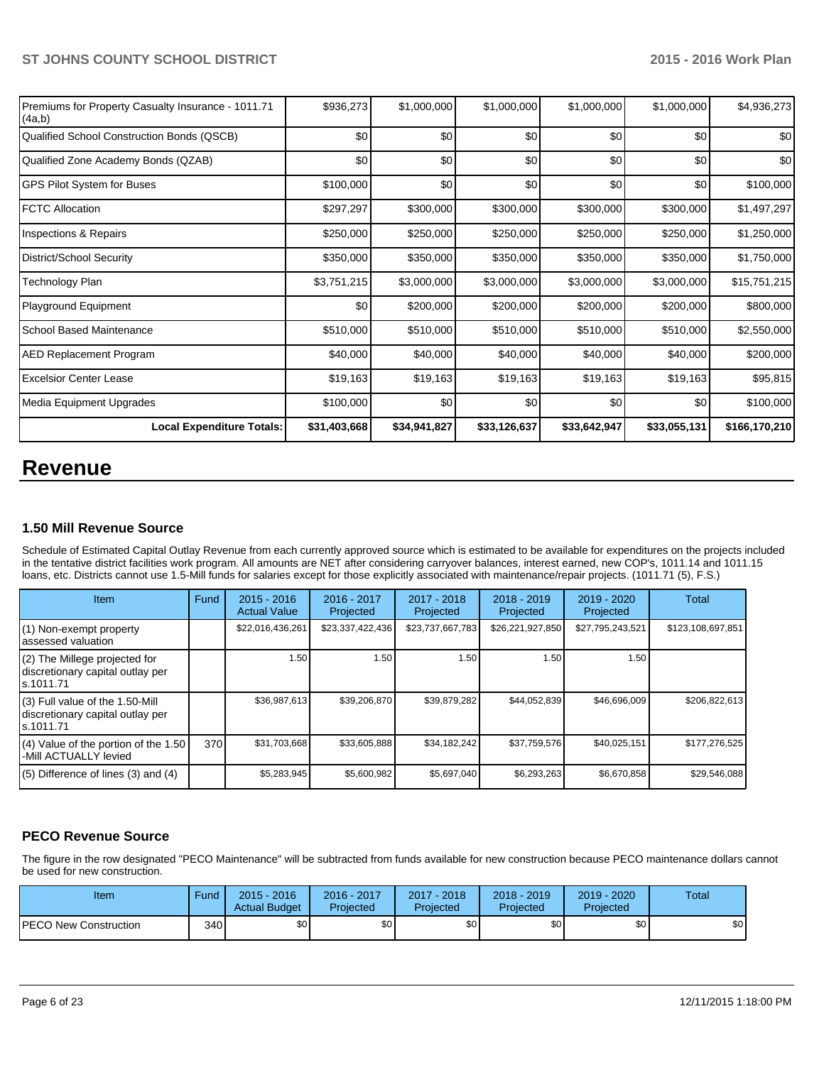| Premiums for Property Casualty Insurance - 1011.71 (4a,b) | $936,273 | $1,000,000 | $1,000,000 | $1,000,000 | $1,000,000 | $4,936,273 |
|---|---|---|---|---|---|---|
| Qualified School Construction Bonds (QSCB) | $0 | $0 | $0 | $0 | $0 | $0 |
| Qualified Zone Academy Bonds (QZAB) | $0 | $0 | $0 | $0 | $0 | $0 |
| GPS Pilot System for Buses | $100,000 | $0 | $0 | $0 | $0 | $100,000 |
| FCTC Allocation | $297,297 | $300,000 | $300,000 | $300,000 | $300,000 | $1,497,297 |
| Inspections & Repairs | $250,000 | $250,000 | $250,000 | $250,000 | $250,000 | $1,250,000 |
| District/School Security | $350,000 | $350,000 | $350,000 | $350,000 | $350,000 | $1,750,000 |
| Technology Plan | $3,751,215 | $3,000,000 | $3,000,000 | $3,000,000 | $3,000,000 | $15,751,215 |
| Playground Equipment | $0 | $200,000 | $200,000 | $200,000 | $200,000 | $800,000 |
| School Based Maintenance | $510,000 | $510,000 | $510,000 | $510,000 | $510,000 | $2,550,000 |
| AED Replacement Program | $40,000 | $40,000 | $40,000 | $40,000 | $40,000 | $200,000 |
| Excelsior Center Lease | $19,163 | $19,163 | $19,163 | $19,163 | $19,163 | $95,815 |
| Media Equipment Upgrades | $100,000 | $0 | $0 | $0 | $0 | $100,000 |
| **Local Expenditure Totals:** | **$31,403,668** | **$34,941,827** | **$33,126,637** | **$33,642,947** | **$33,055,131** | **$166,170,210** |

# Revenue

### 1.50 Mill Revenue Source

Schedule of Estimated Capital Outlay Revenue from each currently approved source which is estimated to be available for expenditures on the projects included in the tentative district facilities work program. All amounts are NET after considering carryover balances, interest earned, new COP's, 1011.14 and 1011.15 loans, etc. Districts cannot use 1.5-Mill funds for salaries except for those explicitly associated with maintenance/repair projects. (1011.71 (5), F.S.)

| Item | Fund | 2015 - 2016 Actual Value | 2016 - 2017 Projected | 2017 - 2018 Projected | 2018 - 2019 Projected | 2019 - 2020 Projected | Total |
|---|---|---|---|---|---|---|---|
| (1) Non-exempt property assessed valuation | | $22,016,436,261 | $23,337,422,436 | $23,737,667,783 | $26,221,927,850 | $27,795,243,521 | $123,108,697,851 |
| (2) The Millege projected for discretionary capital outlay per s.1011.71 | | 1.50 | 1.50 | 1.50 | 1.50 | 1.50 | |
| (3) Full value of the 1.50-Mill discretionary capital outlay per s.1011.71 | | $36,987,613 | $39,206,870 | $39,879,282 | $44,052,839 | $46,696,009 | $206,822,613 |
| (4) Value of the portion of the 1.50 -Mill ACTUALLY levied | 370 | $31,703,668 | $33,605,888 | $34,182,242 | $37,759,576 | $40,025,151 | $177,276,525 |
| (5) Difference of lines (3) and (4) | | $5,283,945 | $5,600,982 | $5,697,040 | $6,293,263 | $6,670,858 | $29,546,088 |

### PECO Revenue Source

The figure in the row designated "PECO Maintenance" will be subtracted from funds available for new construction because PECO maintenance dollars cannot be used for new construction.

| Item | Fund | 2015 - 2016 Actual Budget | 2016 - 2017 Projected | 2017 - 2018 Projected | 2018 - 2019 Projected | 2019 - 2020 Projected | Total |
|---|---|---|---|---|---|---|---|
| PECO New Construction | 340 | $0 | $0 | $0 | $0 | $0 | $0 |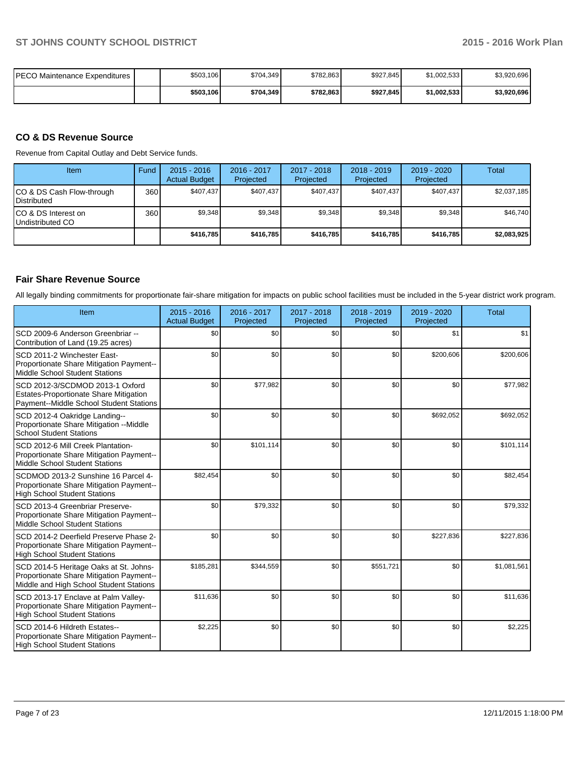| PECO Maintenance Expenditures | | $503,106 | $704,349 | $782,863 | $927,845 | $1,002,533 | $3,920,696 |
|---|---|---|---|---|---|---|---|
| | | **$503,106** | **$704,349** | **$782,863** | **$927,845** | **$1,002,533** | **$3,920,696** |

## CO & DS Revenue Source

Revenue from Capital Outlay and Debt Service funds.

| Item | Fund | 2015 - 2016 Actual Budget | 2016 - 2017 Projected | 2017 - 2018 Projected | 2018 - 2019 Projected | 2019 - 2020 Projected | Total |
|---|---|---|---|---|---|---|---|
| CO & DS Cash Flow-through Distributed | 360 | $407,437 | $407,437 | $407,437 | $407,437 | $407,437 | $2,037,185 |
| CO & DS Interest on Undistributed CO | 360 | $9,348 | $9,348 | $9,348 | $9,348 | $9,348 | $46,740 |
| | | **$416,785** | **$416,785** | **$416,785** | **$416,785** | **$416,785** | **$2,083,925** |

## Fair Share Revenue Source

All legally binding commitments for proportionate fair-share mitigation for impacts on public school facilities must be included in the 5-year district work program.

| Item | 2015 - 2016 Actual Budget | 2016 - 2017 Projected | 2017 - 2018 Projected | 2018 - 2019 Projected | 2019 - 2020 Projected | Total |
|---|---|---|---|---|---|---|
| SCD 2009-6 Anderson Greenbriar -- Contribution of Land (19.25 acres) | $0 | $0 | $0 | $0 | $1 | $1 |
| SCD 2011-2 Winchester East-Proportionate Share Mitigation Payment--Middle School Student Stations | $0 | $0 | $0 | $0 | $200,606 | $200,606 |
| SCD 2012-3/SCDMOD 2013-1 Oxford Estates-Proportionate Share Mitigation Payment--Middle School Student Stations | $0 | $77,982 | $0 | $0 | $0 | $77,982 |
| SCD 2012-4 Oakridge Landing--Proportionate Share Mitigation --Middle School Student Stations | $0 | $0 | $0 | $0 | $692,052 | $692,052 |
| SCD 2012-6 Mill Creek Plantation-Proportionate Share Mitigation Payment--Middle School Student Stations | $0 | $101,114 | $0 | $0 | $0 | $101,114 |
| SCDMOD 2013-2 Sunshine 16 Parcel 4-Proportionate Share Mitigation Payment--High School Student Stations | $82,454 | $0 | $0 | $0 | $0 | $82,454 |
| SCD 2013-4 Greenbriar Preserve-Proportionate Share Mitigation Payment--Middle School Student Stations | $0 | $79,332 | $0 | $0 | $0 | $79,332 |
| SCD 2014-2 Deerfield Preserve Phase 2-Proportionate Share Mitigation Payment--High School Student Stations | $0 | $0 | $0 | $0 | $227,836 | $227,836 |
| SCD 2014-5 Heritage Oaks at St. Johns-Proportionate Share Mitigation Payment--Middle and High School Student Stations | $185,281 | $344,559 | $0 | $551,721 | $0 | $1,081,561 |
| SCD 2013-17 Enclave at Palm Valley-Proportionate Share Mitigation Payment--High School Student Stations | $11,636 | $0 | $0 | $0 | $0 | $11,636 |
| SCD 2014-6 Hildreth Estates--Proportionate Share Mitigation Payment--High School Student Stations | $2,225 | $0 | $0 | $0 | $0 | $2,225 |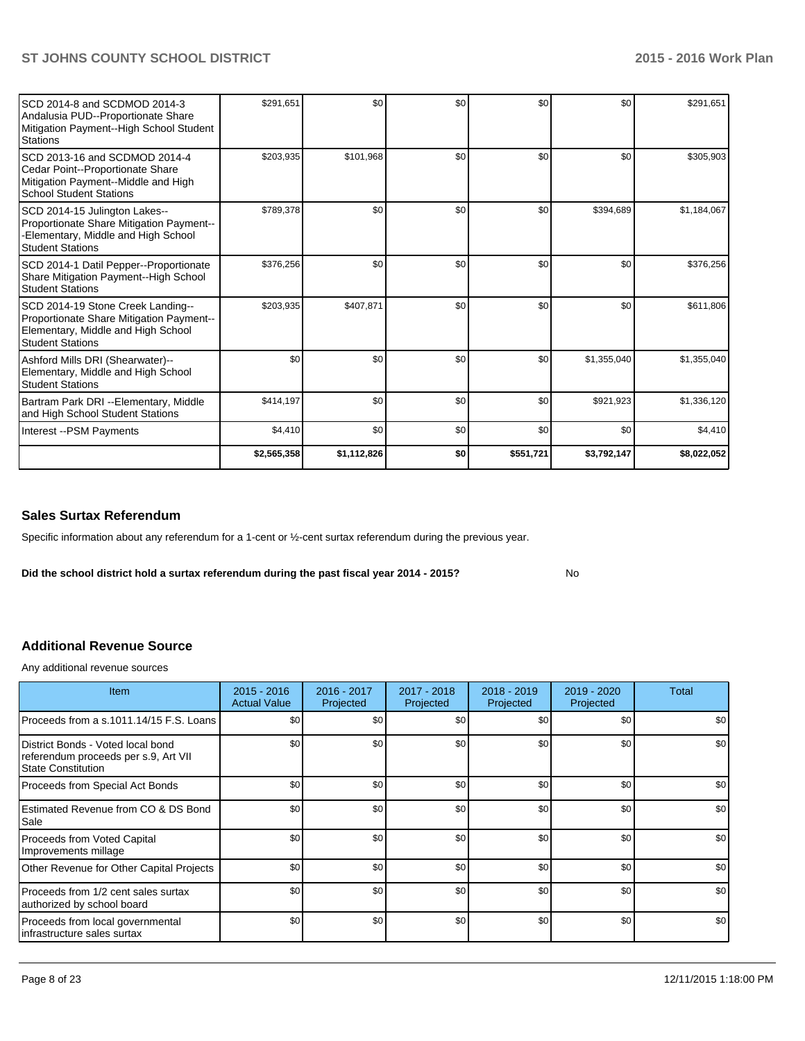| | | | | | | |
|---|---|---|---|---|---|---|
| SCD 2014-8 and SCDMOD 2014-3 Andalusia PUD--Proportionate Share Mitigation Payment--High School Student Stations | $291,651 | $0 | $0 | $0 | $0 | $291,651 |
| SCD 2013-16 and SCDMOD 2014-4 Cedar Point--Proportionate Share Mitigation Payment--Middle and High School Student Stations | $203,935 | $101,968 | $0 | $0 | $0 | $305,903 |
| SCD 2014-15 Julington Lakes--Proportionate Share Mitigation Payment---Elementary, Middle and High School Student Stations | $789,378 | $0 | $0 | $0 | $394,689 | $1,184,067 |
| SCD 2014-1 Datil Pepper--Proportionate Share Mitigation Payment--High School Student Stations | $376,256 | $0 | $0 | $0 | $0 | $376,256 |
| SCD 2014-19 Stone Creek Landing--Proportionate Share Mitigation Payment--Elementary, Middle and High School Student Stations | $203,935 | $407,871 | $0 | $0 | $0 | $611,806 |
| Ashford Mills DRI (Shearwater)--Elementary, Middle and High School Student Stations | $0 | $0 | $0 | $0 | $1,355,040 | $1,355,040 |
| Bartram Park DRI --Elementary, Middle and High School Student Stations | $414,197 | $0 | $0 | $0 | $921,923 | $1,336,120 |
| Interest --PSM Payments | $4,410 | $0 | $0 | $0 | $0 | $4,410 |
| | **$2,565,358** | **$1,112,826** | **$0** | **$551,721** | **$3,792,147** | **$8,022,052** |

## Sales Surtax Referendum

Specific information about any referendum for a 1-cent or ½-cent surtax referendum during the previous year.

**Did the school district hold a surtax referendum during the past fiscal year 2014 - 2015?** No

## Additional Revenue Source

Any additional revenue sources

| Item | 2015 - 2016 Actual Value | 2016 - 2017 Projected | 2017 - 2018 Projected | 2018 - 2019 Projected | 2019 - 2020 Projected | Total |
|---|---|---|---|---|---|---|
| Proceeds from a s.1011.14/15 F.S. Loans | $0 | $0 | $0 | $0 | $0 | $0 |
| District Bonds - Voted local bond referendum proceeds per s.9, Art VII State Constitution | $0 | $0 | $0 | $0 | $0 | $0 |
| Proceeds from Special Act Bonds | $0 | $0 | $0 | $0 | $0 | $0 |
| Estimated Revenue from CO & DS Bond Sale | $0 | $0 | $0 | $0 | $0 | $0 |
| Proceeds from Voted Capital Improvements millage | $0 | $0 | $0 | $0 | $0 | $0 |
| Other Revenue for Other Capital Projects | $0 | $0 | $0 | $0 | $0 | $0 |
| Proceeds from 1/2 cent sales surtax authorized by school board | $0 | $0 | $0 | $0 | $0 | $0 |
| Proceeds from local governmental infrastructure sales surtax | $0 | $0 | $0 | $0 | $0 | $0 |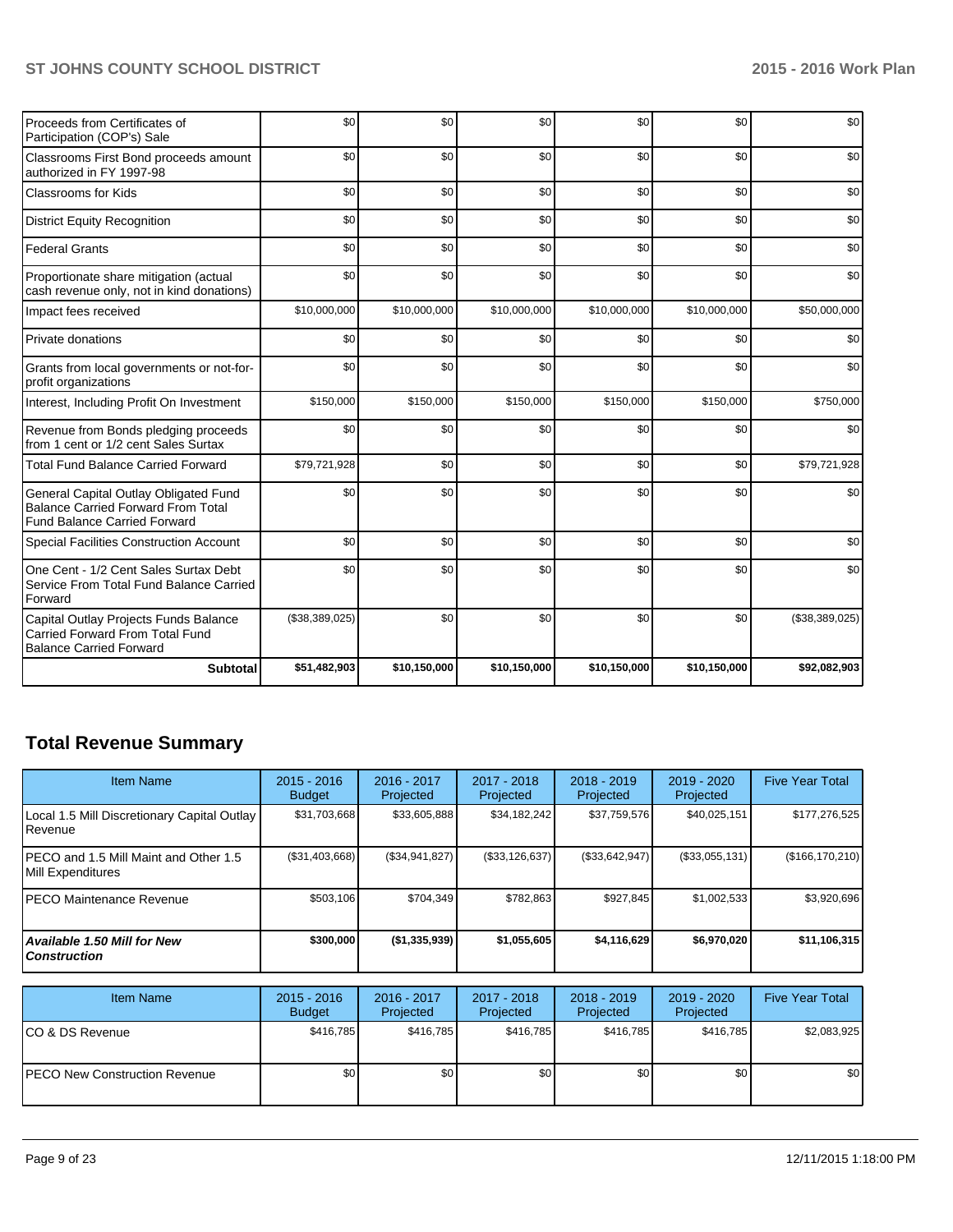| | | | | | | |
|---|---|---|---|---|---|---|
| Proceeds from Certificates of Participation (COP's) Sale | $0 | $0 | $0 | $0 | $0 | $0 |
| Classrooms First Bond proceeds amount authorized in FY 1997-98 | $0 | $0 | $0 | $0 | $0 | $0 |
| Classrooms for Kids | $0 | $0 | $0 | $0 | $0 | $0 |
| District Equity Recognition | $0 | $0 | $0 | $0 | $0 | $0 |
| Federal Grants | $0 | $0 | $0 | $0 | $0 | $0 |
| Proportionate share mitigation (actual cash revenue only, not in kind donations) | $0 | $0 | $0 | $0 | $0 | $0 |
| Impact fees received | $10,000,000 | $10,000,000 | $10,000,000 | $10,000,000 | $10,000,000 | $50,000,000 |
| Private donations | $0 | $0 | $0 | $0 | $0 | $0 |
| Grants from local governments or not-for-profit organizations | $0 | $0 | $0 | $0 | $0 | $0 |
| Interest, Including Profit On Investment | $150,000 | $150,000 | $150,000 | $150,000 | $150,000 | $750,000 |
| Revenue from Bonds pledging proceeds from 1 cent or 1/2 cent Sales Surtax | $0 | $0 | $0 | $0 | $0 | $0 |
| Total Fund Balance Carried Forward | $79,721,928 | $0 | $0 | $0 | $0 | $79,721,928 |
| General Capital Outlay Obligated Fund Balance Carried Forward From Total Fund Balance Carried Forward | $0 | $0 | $0 | $0 | $0 | $0 |
| Special Facilities Construction Account | $0 | $0 | $0 | $0 | $0 | $0 |
| One Cent - 1/2 Cent Sales Surtax Debt Service From Total Fund Balance Carried Forward | $0 | $0 | $0 | $0 | $0 | $0 |
| Capital Outlay Projects Funds Balance Carried Forward From Total Fund Balance Carried Forward | ($38,389,025) | $0 | $0 | $0 | $0 | ($38,389,025) |
| **Subtotal** | **$51,482,903** | **$10,150,000** | **$10,150,000** | **$10,150,000** | **$10,150,000** | **$92,082,903** |

## Total Revenue Summary

| Item Name | 2015 - 2016 Budget | 2016 - 2017 Projected | 2017 - 2018 Projected | 2018 - 2019 Projected | 2019 - 2020 Projected | Five Year Total |
|---|---|---|---|---|---|---|
| Local 1.5 Mill Discretionary Capital Outlay Revenue | $31,703,668 | $33,605,888 | $34,182,242 | $37,759,576 | $40,025,151 | $177,276,525 |
| PECO and 1.5 Mill Maint and Other 1.5 Mill Expenditures | ($31,403,668) | ($34,941,827) | ($33,126,637) | ($33,642,947) | ($33,055,131) | ($166,170,210) |
| PECO Maintenance Revenue | $503,106 | $704,349 | $782,863 | $927,845 | $1,002,533 | $3,920,696 |
| ***Available 1.50 Mill for New Construction*** | **$300,000** | **($1,335,939)** | **$1,055,605** | **$4,116,629** | **$6,970,020** | **$11,106,315** |

| Item Name | 2015 - 2016 Budget | 2016 - 2017 Projected | 2017 - 2018 Projected | 2018 - 2019 Projected | 2019 - 2020 Projected | Five Year Total |
|---|---|---|---|---|---|---|
| CO & DS Revenue | $416,785 | $416,785 | $416,785 | $416,785 | $416,785 | $2,083,925 |
| PECO New Construction Revenue | $0 | $0 | $0 | $0 | $0 | $0 |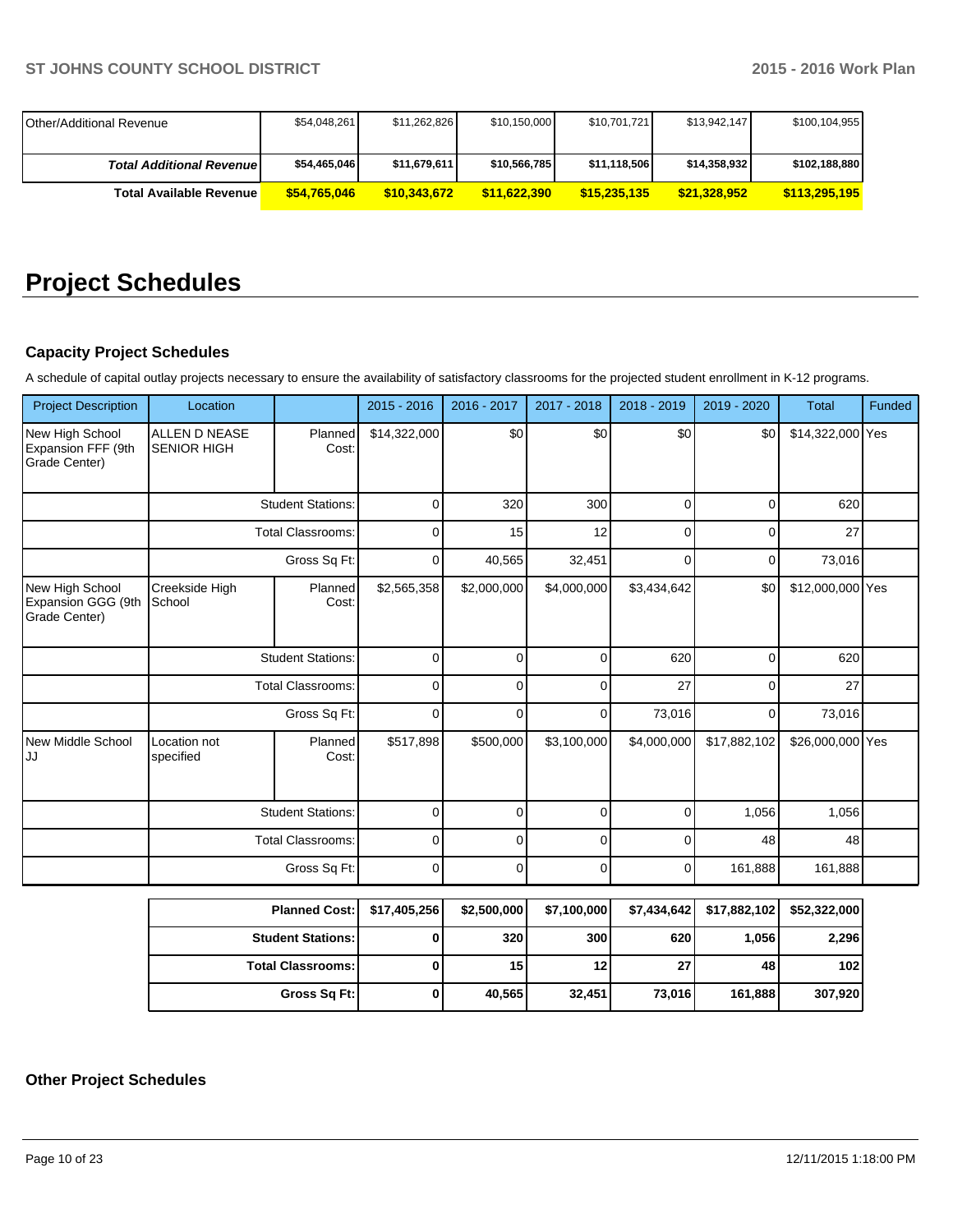| Other/Additional Revenue | $54,048,261 | $11,262,826 | $10,150,000 | $10,701,721 | $13,942,147 | $100,104,955 |
|---|---|---|---|---|---|---|
| ***Total Additional Revenue*** | **$54,465,046** | **$11,679,611** | **$10,566,785** | **$11,118,506** | **$14,358,932** | **$102,188,880** |
| **Total Available Revenue** | **$54,765,046** | **$10,343,672** | **$11,622,390** | **$15,235,135** | **$21,328,952** | **$113,295,195** |

# Project Schedules

### Capacity Project Schedules

A schedule of capital outlay projects necessary to ensure the availability of satisfactory classrooms for the projected student enrollment in K-12 programs.

| Project Description | Location | | 2015 - 2016 | 2016 - 2017 | 2017 - 2018 | 2018 - 2019 | 2019 - 2020 | Total | Funded |
|---|---|---|---|---|---|---|---|---|---|
| New High School Expansion FFF (9th Grade Center) | ALLEN D NEASE SENIOR HIGH | Planned Cost: | $14,322,000 | $0 | $0 | $0 | $0 | $14,322,000 | Yes |
| | | Student Stations: | 0 | 320 | 300 | 0 | 0 | 620 | |
| | | Total Classrooms: | 0 | 15 | 12 | 0 | 0 | 27 | |
| | | Gross Sq Ft: | 0 | 40,565 | 32,451 | 0 | 0 | 73,016 | |
| New High School Expansion GGG (9th Grade Center) | Creekside High School | Planned Cost: | $2,565,358 | $2,000,000 | $4,000,000 | $3,434,642 | $0 | $12,000,000 | Yes |
| | | Student Stations: | 0 | 0 | 0 | 620 | 0 | 620 | |
| | | Total Classrooms: | 0 | 0 | 0 | 27 | 0 | 27 | |
| | | Gross Sq Ft: | 0 | 0 | 0 | 73,016 | 0 | 73,016 | |
| New Middle School JJ | Location not specified | Planned Cost: | $517,898 | $500,000 | $3,100,000 | $4,000,000 | $17,882,102 | $26,000,000 | Yes |
| | | Student Stations: | 0 | 0 | 0 | 0 | 1,056 | 1,056 | |
| | | Total Classrooms: | 0 | 0 | 0 | 0 | 48 | 48 | |
| | | Gross Sq Ft: | 0 | 0 | 0 | 0 | 161,888 | 161,888 | |

| | 2015 - 2016 | 2016 - 2017 | 2017 - 2018 | 2018 - 2019 | 2019 - 2020 | Total |
|---|---|---|---|---|---|---|
| **Planned Cost:** | **$17,405,256** | **$2,500,000** | **$7,100,000** | **$7,434,642** | **$17,882,102** | **$52,322,000** |
| **Student Stations:** | **0** | **320** | **300** | **620** | **1,056** | **2,296** |
| **Total Classrooms:** | **0** | **15** | **12** | **27** | **48** | **102** |
| **Gross Sq Ft:** | **0** | **40,565** | **32,451** | **73,016** | **161,888** | **307,920** |

### Other Project Schedules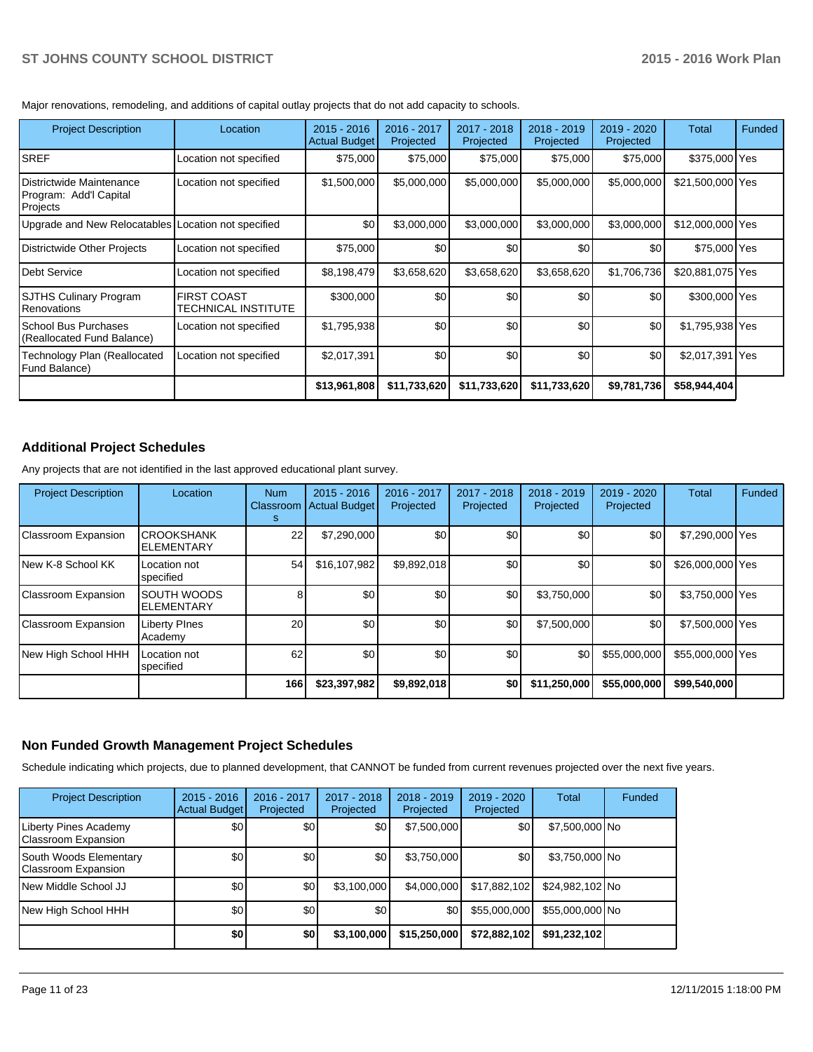Major renovations, remodeling, and additions of capital outlay projects that do not add capacity to schools.

| Project Description | Location | 2015 - 2016 Actual Budget | 2016 - 2017 Projected | 2017 - 2018 Projected | 2018 - 2019 Projected | 2019 - 2020 Projected | Total | Funded |
|---|---|---|---|---|---|---|---|---|
| SREF | Location not specified | $75,000 | $75,000 | $75,000 | $75,000 | $75,000 | $375,000 | Yes |
| Districtwide Maintenance Program: Add'l Capital Projects | Location not specified | $1,500,000 | $5,000,000 | $5,000,000 | $5,000,000 | $5,000,000 | $21,500,000 | Yes |
| Upgrade and New Relocatables | Location not specified | $0 | $3,000,000 | $3,000,000 | $3,000,000 | $3,000,000 | $12,000,000 | Yes |
| Districtwide Other Projects | Location not specified | $75,000 | $0 | $0 | $0 | $0 | $75,000 | Yes |
| Debt Service | Location not specified | $8,198,479 | $3,658,620 | $3,658,620 | $3,658,620 | $1,706,736 | $20,881,075 | Yes |
| SJTHS Culinary Program Renovations | FIRST COAST TECHNICAL INSTITUTE | $300,000 | $0 | $0 | $0 | $0 | $300,000 | Yes |
| School Bus Purchases (Reallocated Fund Balance) | Location not specified | $1,795,938 | $0 | $0 | $0 | $0 | $1,795,938 | Yes |
| Technology Plan (Reallocated Fund Balance) | Location not specified | $2,017,391 | $0 | $0 | $0 | $0 | $2,017,391 | Yes |
| | | **$13,961,808** | **$11,733,620** | **$11,733,620** | **$11,733,620** | **$9,781,736** | **$58,944,404** | |

## Additional Project Schedules

Any projects that are not identified in the last approved educational plant survey.

| Project Description | Location | Num Classrooms | 2015 - 2016 Actual Budget | 2016 - 2017 Projected | 2017 - 2018 Projected | 2018 - 2019 Projected | 2019 - 2020 Projected | Total | Funded |
|---|---|---|---|---|---|---|---|---|---|
| Classroom Expansion | CROOKSHANK ELEMENTARY | 22 | $7,290,000 | $0 | $0 | $0 | $0 | $7,290,000 | Yes |
| New K-8 School KK | Location not specified | 54 | $16,107,982 | $9,892,018 | $0 | $0 | $0 | $26,000,000 | Yes |
| Classroom Expansion | SOUTH WOODS ELEMENTARY | 8 | $0 | $0 | $0 | $3,750,000 | $0 | $3,750,000 | Yes |
| Classroom Expansion | Liberty PInes Academy | 20 | $0 | $0 | $0 | $7,500,000 | $0 | $7,500,000 | Yes |
| New High School HHH | Location not specified | 62 | $0 | $0 | $0 | $0 | $55,000,000 | $55,000,000 | Yes |
| | | **166** | **$23,397,982** | **$9,892,018** | **$0** | **$11,250,000** | **$55,000,000** | **$99,540,000** | |

## Non Funded Growth Management Project Schedules

Schedule indicating which projects, due to planned development, that CANNOT be funded from current revenues projected over the next five years.

| Project Description | 2015 - 2016 Actual Budget | 2016 - 2017 Projected | 2017 - 2018 Projected | 2018 - 2019 Projected | 2019 - 2020 Projected | Total | Funded |
|---|---|---|---|---|---|---|---|
| Liberty Pines Academy Classroom Expansion | $0 | $0 | $0 | $7,500,000 | $0 | $7,500,000 | No |
| South Woods Elementary Classroom Expansion | $0 | $0 | $0 | $3,750,000 | $0 | $3,750,000 | No |
| New Middle School JJ | $0 | $0 | $3,100,000 | $4,000,000 | $17,882,102 | $24,982,102 | No |
| New High School HHH | $0 | $0 | $0 | $0 | $55,000,000 | $55,000,000 | No |
| | **$0** | **$0** | **$3,100,000** | **$15,250,000** | **$72,882,102** | **$91,232,102** | |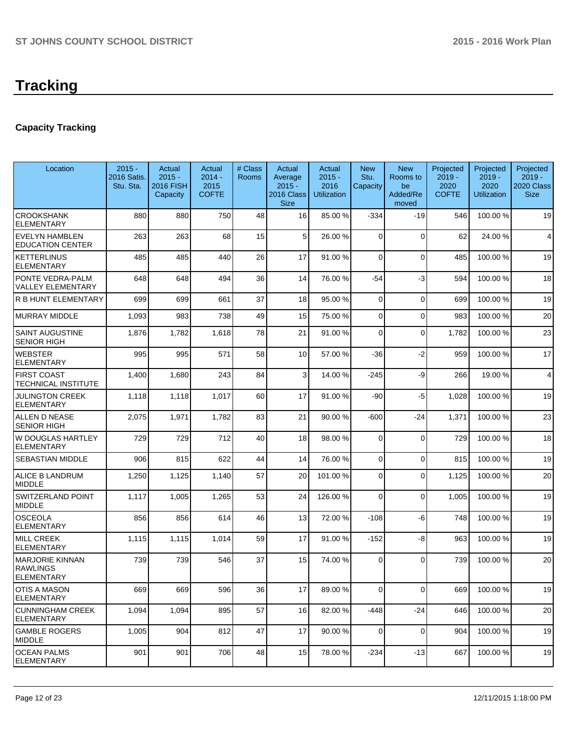# Tracking

## Capacity Tracking

| Location | 2015 - 2016 Satis. Stu. Sta. | Actual 2015 - 2016 FISH Capacity | Actual 2014 - 2015 COFTE | # Class Rooms | Actual Average 2015 - 2016 Class Size | Actual 2015 - 2016 Utilization | New Stu. Capacity | New Rooms to be Added/Removed | Projected 2019 - 2020 COFTE | Projected 2019 - 2020 Utilization | Projected 2019 - 2020 Class Size |
|---|---|---|---|---|---|---|---|---|---|---|---|
| CROOKSHANK ELEMENTARY | 880 | 880 | 750 | 48 | 16 | 85.00 % | -334 | -19 | 546 | 100.00 % | 19 |
| EVELYN HAMBLEN EDUCATION CENTER | 263 | 263 | 68 | 15 | 5 | 26.00 % | 0 | 0 | 62 | 24.00 % | 4 |
| KETTERLINUS ELEMENTARY | 485 | 485 | 440 | 26 | 17 | 91.00 % | 0 | 0 | 485 | 100.00 % | 19 |
| PONTE VEDRA-PALM VALLEY ELEMENTARY | 648 | 648 | 494 | 36 | 14 | 76.00 % | -54 | -3 | 594 | 100.00 % | 18 |
| R B HUNT ELEMENTARY | 699 | 699 | 661 | 37 | 18 | 95.00 % | 0 | 0 | 699 | 100.00 % | 19 |
| MURRAY MIDDLE | 1,093 | 983 | 738 | 49 | 15 | 75.00 % | 0 | 0 | 983 | 100.00 % | 20 |
| SAINT AUGUSTINE SENIOR HIGH | 1,876 | 1,782 | 1,618 | 78 | 21 | 91.00 % | 0 | 0 | 1,782 | 100.00 % | 23 |
| WEBSTER ELEMENTARY | 995 | 995 | 571 | 58 | 10 | 57.00 % | -36 | -2 | 959 | 100.00 % | 17 |
| FIRST COAST TECHNICAL INSTITUTE | 1,400 | 1,680 | 243 | 84 | 3 | 14.00 % | -245 | -9 | 266 | 19.00 % | 4 |
| JULINGTON CREEK ELEMENTARY | 1,118 | 1,118 | 1,017 | 60 | 17 | 91.00 % | -90 | -5 | 1,028 | 100.00 % | 19 |
| ALLEN D NEASE SENIOR HIGH | 2,075 | 1,971 | 1,782 | 83 | 21 | 90.00 % | -600 | -24 | 1,371 | 100.00 % | 23 |
| W DOUGLAS HARTLEY ELEMENTARY | 729 | 729 | 712 | 40 | 18 | 98.00 % | 0 | 0 | 729 | 100.00 % | 18 |
| SEBASTIAN MIDDLE | 906 | 815 | 622 | 44 | 14 | 76.00 % | 0 | 0 | 815 | 100.00 % | 19 |
| ALICE B LANDRUM MIDDLE | 1,250 | 1,125 | 1,140 | 57 | 20 | 101.00 % | 0 | 0 | 1,125 | 100.00 % | 20 |
| SWITZERLAND POINT MIDDLE | 1,117 | 1,005 | 1,265 | 53 | 24 | 126.00 % | 0 | 0 | 1,005 | 100.00 % | 19 |
| OSCEOLA ELEMENTARY | 856 | 856 | 614 | 46 | 13 | 72.00 % | -108 | -6 | 748 | 100.00 % | 19 |
| MILL CREEK ELEMENTARY | 1,115 | 1,115 | 1,014 | 59 | 17 | 91.00 % | -152 | -8 | 963 | 100.00 % | 19 |
| MARJORIE KINNAN RAWLINGS ELEMENTARY | 739 | 739 | 546 | 37 | 15 | 74.00 % | 0 | 0 | 739 | 100.00 % | 20 |
| OTIS A MASON ELEMENTARY | 669 | 669 | 596 | 36 | 17 | 89.00 % | 0 | 0 | 669 | 100.00 % | 19 |
| CUNNINGHAM CREEK ELEMENTARY | 1,094 | 1,094 | 895 | 57 | 16 | 82.00 % | -448 | -24 | 646 | 100.00 % | 20 |
| GAMBLE ROGERS MIDDLE | 1,005 | 904 | 812 | 47 | 17 | 90.00 % | 0 | 0 | 904 | 100.00 % | 19 |
| OCEAN PALMS ELEMENTARY | 901 | 901 | 706 | 48 | 15 | 78.00 % | -234 | -13 | 667 | 100.00 % | 19 |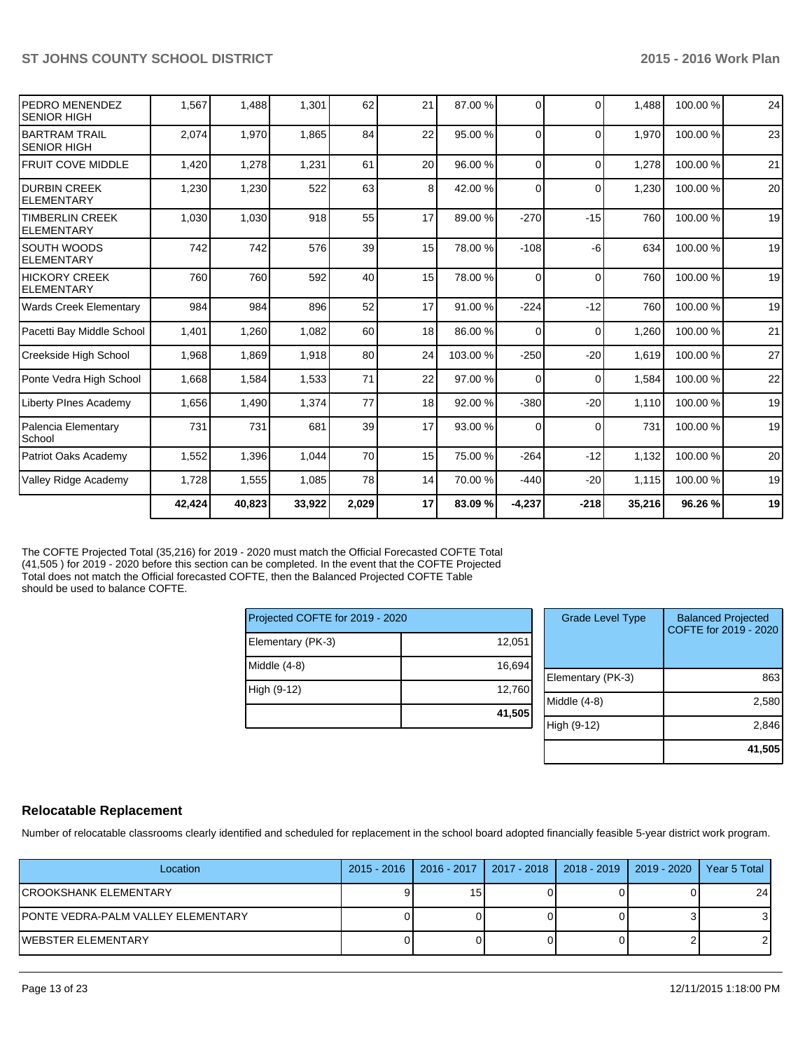| | | | | | | | | | | | |
|---|---|---|---|---|---|---|---|---|---|---|---|
| PEDRO MENENDEZ SENIOR HIGH | 1,567 | 1,488 | 1,301 | 62 | 21 | 87.00 % | 0 | 0 | 1,488 | 100.00 % | 24 |
| BARTRAM TRAIL SENIOR HIGH | 2,074 | 1,970 | 1,865 | 84 | 22 | 95.00 % | 0 | 0 | 1,970 | 100.00 % | 23 |
| FRUIT COVE MIDDLE | 1,420 | 1,278 | 1,231 | 61 | 20 | 96.00 % | 0 | 0 | 1,278 | 100.00 % | 21 |
| DURBIN CREEK ELEMENTARY | 1,230 | 1,230 | 522 | 63 | 8 | 42.00 % | 0 | 0 | 1,230 | 100.00 % | 20 |
| TIMBERLIN CREEK ELEMENTARY | 1,030 | 1,030 | 918 | 55 | 17 | 89.00 % | -270 | -15 | 760 | 100.00 % | 19 |
| SOUTH WOODS ELEMENTARY | 742 | 742 | 576 | 39 | 15 | 78.00 % | -108 | -6 | 634 | 100.00 % | 19 |
| HICKORY CREEK ELEMENTARY | 760 | 760 | 592 | 40 | 15 | 78.00 % | 0 | 0 | 760 | 100.00 % | 19 |
| Wards Creek Elementary | 984 | 984 | 896 | 52 | 17 | 91.00 % | -224 | -12 | 760 | 100.00 % | 19 |
| Pacetti Bay Middle School | 1,401 | 1,260 | 1,082 | 60 | 18 | 86.00 % | 0 | 0 | 1,260 | 100.00 % | 21 |
| Creekside High School | 1,968 | 1,869 | 1,918 | 80 | 24 | 103.00 % | -250 | -20 | 1,619 | 100.00 % | 27 |
| Ponte Vedra High School | 1,668 | 1,584 | 1,533 | 71 | 22 | 97.00 % | 0 | 0 | 1,584 | 100.00 % | 22 |
| Liberty PInes Academy | 1,656 | 1,490 | 1,374 | 77 | 18 | 92.00 % | -380 | -20 | 1,110 | 100.00 % | 19 |
| Palencia Elementary School | 731 | 731 | 681 | 39 | 17 | 93.00 % | 0 | 0 | 731 | 100.00 % | 19 |
| Patriot Oaks Academy | 1,552 | 1,396 | 1,044 | 70 | 15 | 75.00 % | -264 | -12 | 1,132 | 100.00 % | 20 |
| Valley Ridge Academy | 1,728 | 1,555 | 1,085 | 78 | 14 | 70.00 % | -440 | -20 | 1,115 | 100.00 % | 19 |
| | **42,424** | **40,823** | **33,922** | **2,029** | **17** | **83.09 %** | **-4,237** | **-218** | **35,216** | **96.26 %** | **19** |

The COFTE Projected Total (35,216) for 2019 - 2020 must match the Official Forecasted COFTE Total (41,505 ) for 2019 - 2020 before this section can be completed. In the event that the COFTE Projected Total does not match the Official forecasted COFTE, then the Balanced Projected COFTE Table should be used to balance COFTE.

| Projected COFTE for 2019 - 2020 | |
|---|---|
| Elementary (PK-3) | 12,051 |
| Middle (4-8) | 16,694 |
| High (9-12) | 12,760 |
| | **41,505** |

| Grade Level Type | Balanced Projected COFTE for 2019 - 2020 |
|---|---|
| Elementary (PK-3) | 863 |
| Middle (4-8) | 2,580 |
| High (9-12) | 2,846 |
| | **41,505** |

## Relocatable Replacement

Number of relocatable classrooms clearly identified and scheduled for replacement in the school board adopted financially feasible 5-year district work program.

| Location | 2015 - 2016 | 2016 - 2017 | 2017 - 2018 | 2018 - 2019 | 2019 - 2020 | Year 5 Total |
|---|---|---|---|---|---|---|
| CROOKSHANK ELEMENTARY | 9 | 15 | 0 | 0 | 0 | 24 |
| PONTE VEDRA-PALM VALLEY ELEMENTARY | 0 | 0 | 0 | 0 | 3 | 3 |
| WEBSTER ELEMENTARY | 0 | 0 | 0 | 0 | 2 | 2 |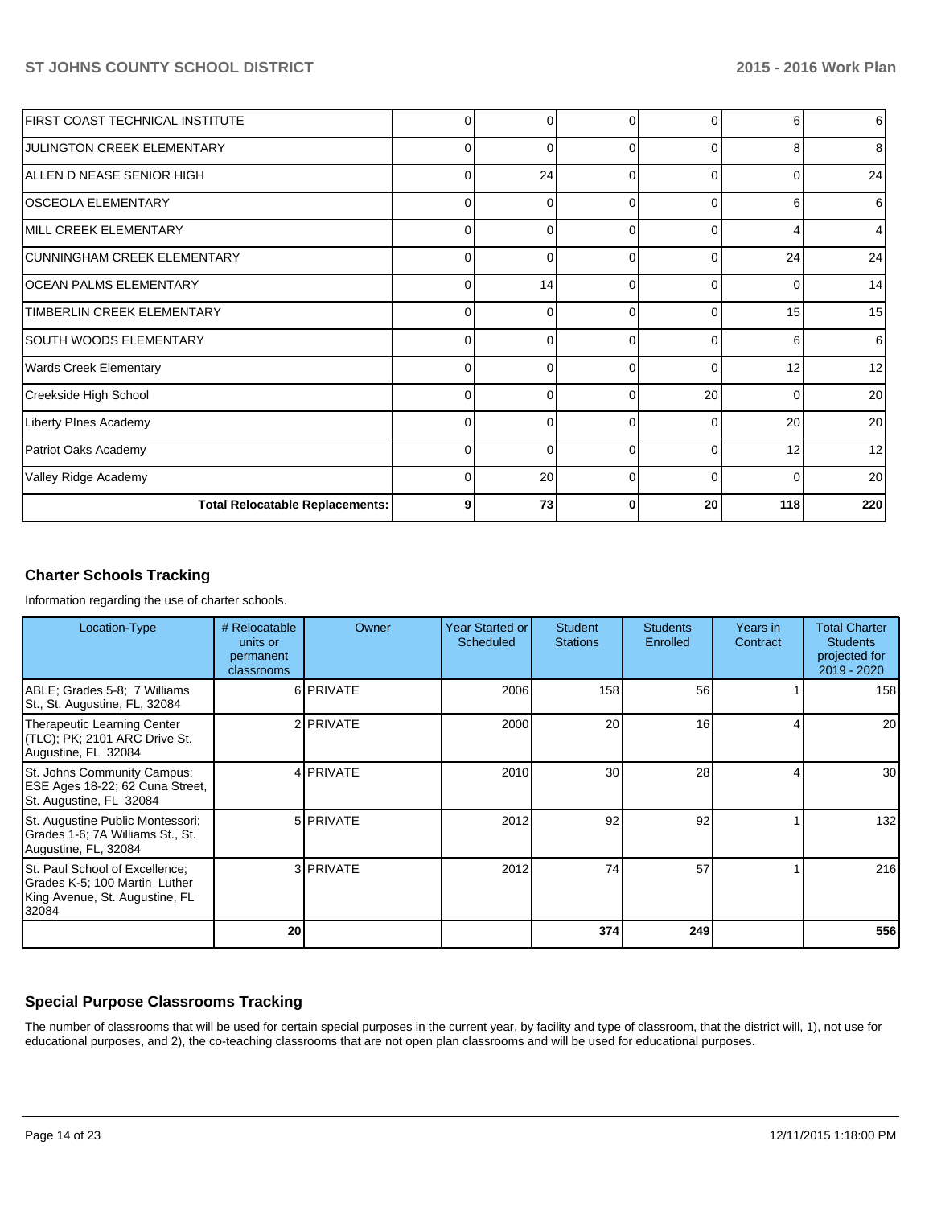| | | | | | | |
|---|---|---|---|---|---|---|
| FIRST COAST TECHNICAL INSTITUTE | 0 | 0 | 0 | 0 | 6 | 6 |
| JULINGTON CREEK ELEMENTARY | 0 | 0 | 0 | 0 | 8 | 8 |
| ALLEN D NEASE SENIOR HIGH | 0 | 24 | 0 | 0 | 0 | 24 |
| OSCEOLA ELEMENTARY | 0 | 0 | 0 | 0 | 6 | 6 |
| MILL CREEK ELEMENTARY | 0 | 0 | 0 | 0 | 4 | 4 |
| CUNNINGHAM CREEK ELEMENTARY | 0 | 0 | 0 | 0 | 24 | 24 |
| OCEAN PALMS ELEMENTARY | 0 | 14 | 0 | 0 | 0 | 14 |
| TIMBERLIN CREEK ELEMENTARY | 0 | 0 | 0 | 0 | 15 | 15 |
| SOUTH WOODS ELEMENTARY | 0 | 0 | 0 | 0 | 6 | 6 |
| Wards Creek Elementary | 0 | 0 | 0 | 0 | 12 | 12 |
| Creekside High School | 0 | 0 | 0 | 20 | 0 | 20 |
| Liberty PInes Academy | 0 | 0 | 0 | 0 | 20 | 20 |
| Patriot Oaks Academy | 0 | 0 | 0 | 0 | 12 | 12 |
| Valley Ridge Academy | 0 | 20 | 0 | 0 | 0 | 20 |
| **Total Relocatable Replacements:** | **9** | **73** | **0** | **20** | **118** | **220** |

## Charter Schools Tracking

Information regarding the use of charter schools.

| Location-Type | # Relocatable units or permanent classrooms | Owner | Year Started or Scheduled | Student Stations | Students Enrolled | Years in Contract | Total Charter Students projected for 2019 - 2020 |
|---|---|---|---|---|---|---|---|
| ABLE; Grades 5-8; 7 Williams St., St. Augustine, FL, 32084 | 6 | PRIVATE | 2006 | 158 | 56 | 1 | 158 |
| Therapeutic Learning Center (TLC); PK; 2101 ARC Drive St. Augustine, FL 32084 | 2 | PRIVATE | 2000 | 20 | 16 | 4 | 20 |
| St. Johns Community Campus; ESE Ages 18-22; 62 Cuna Street, St. Augustine, FL 32084 | 4 | PRIVATE | 2010 | 30 | 28 | 4 | 30 |
| St. Augustine Public Montessori; Grades 1-6; 7A Williams St., St. Augustine, FL, 32084 | 5 | PRIVATE | 2012 | 92 | 92 | 1 | 132 |
| St. Paul School of Excellence; Grades K-5; 100 Martin Luther King Avenue, St. Augustine, FL 32084 | 3 | PRIVATE | 2012 | 74 | 57 | 1 | 216 |
| | **20** | | | **374** | **249** | | **556** |

## Special Purpose Classrooms Tracking

The number of classrooms that will be used for certain special purposes in the current year, by facility and type of classroom, that the district will, 1), not use for educational purposes, and 2), the co-teaching classrooms that are not open plan classrooms and will be used for educational purposes.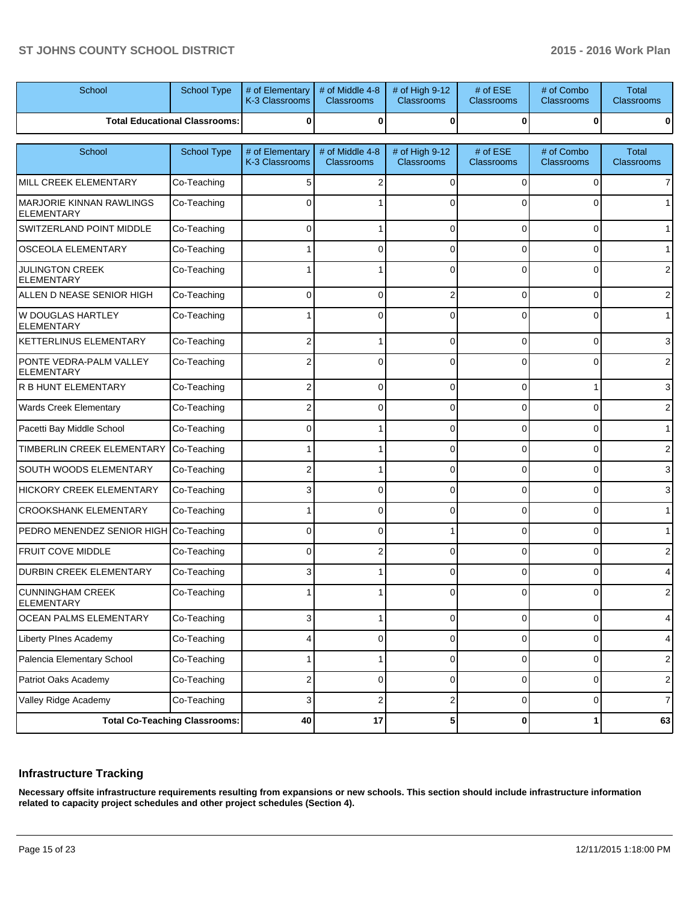| School | School Type | # of Elementary K-3 Classrooms | # of Middle 4-8 Classrooms | # of High 9-12 Classrooms | # of ESE Classrooms | # of Combo Classrooms | Total Classrooms |
|---|---|---|---|---|---|---|---|
| Total Educational Classrooms: | | 0 | 0 | 0 | 0 | 0 | 0 |

| School | School Type | # of Elementary K-3 Classrooms | # of Middle 4-8 Classrooms | # of High 9-12 Classrooms | # of ESE Classrooms | # of Combo Classrooms | Total Classrooms |
|---|---|---|---|---|---|---|---|
| MILL CREEK ELEMENTARY | Co-Teaching | 5 | 2 | 0 | 0 | 0 | 7 |
| MARJORIE KINNAN RAWLINGS ELEMENTARY | Co-Teaching | 0 | 1 | 0 | 0 | 0 | 1 |
| SWITZERLAND POINT MIDDLE | Co-Teaching | 0 | 1 | 0 | 0 | 0 | 1 |
| OSCEOLA ELEMENTARY | Co-Teaching | 1 | 0 | 0 | 0 | 0 | 1 |
| JULINGTON CREEK ELEMENTARY | Co-Teaching | 1 | 1 | 0 | 0 | 0 | 2 |
| ALLEN D NEASE SENIOR HIGH | Co-Teaching | 0 | 0 | 2 | 0 | 0 | 2 |
| W DOUGLAS HARTLEY ELEMENTARY | Co-Teaching | 1 | 0 | 0 | 0 | 0 | 1 |
| KETTERLINUS ELEMENTARY | Co-Teaching | 2 | 1 | 0 | 0 | 0 | 3 |
| PONTE VEDRA-PALM VALLEY ELEMENTARY | Co-Teaching | 2 | 0 | 0 | 0 | 0 | 2 |
| R B HUNT ELEMENTARY | Co-Teaching | 2 | 0 | 0 | 0 | 1 | 3 |
| Wards Creek Elementary | Co-Teaching | 2 | 0 | 0 | 0 | 0 | 2 |
| Pacetti Bay Middle School | Co-Teaching | 0 | 1 | 0 | 0 | 0 | 1 |
| TIMBERLIN CREEK ELEMENTARY | Co-Teaching | 1 | 1 | 0 | 0 | 0 | 2 |
| SOUTH WOODS ELEMENTARY | Co-Teaching | 2 | 1 | 0 | 0 | 0 | 3 |
| HICKORY CREEK ELEMENTARY | Co-Teaching | 3 | 0 | 0 | 0 | 0 | 3 |
| CROOKSHANK ELEMENTARY | Co-Teaching | 1 | 0 | 0 | 0 | 0 | 1 |
| PEDRO MENENDEZ SENIOR HIGH | Co-Teaching | 0 | 0 | 1 | 0 | 0 | 1 |
| FRUIT COVE MIDDLE | Co-Teaching | 0 | 2 | 0 | 0 | 0 | 2 |
| DURBIN CREEK ELEMENTARY | Co-Teaching | 3 | 1 | 0 | 0 | 0 | 4 |
| CUNNINGHAM CREEK ELEMENTARY | Co-Teaching | 1 | 1 | 0 | 0 | 0 | 2 |
| OCEAN PALMS ELEMENTARY | Co-Teaching | 3 | 1 | 0 | 0 | 0 | 4 |
| Liberty PInes Academy | Co-Teaching | 4 | 0 | 0 | 0 | 0 | 4 |
| Palencia Elementary School | Co-Teaching | 1 | 1 | 0 | 0 | 0 | 2 |
| Patriot Oaks Academy | Co-Teaching | 2 | 0 | 0 | 0 | 0 | 2 |
| Valley Ridge Academy | Co-Teaching | 3 | 2 | 2 | 0 | 0 | 7 |
| Total Co-Teaching Classrooms: | | 40 | 17 | 5 | 0 | 1 | 63 |

## Infrastructure Tracking

**Necessary offsite infrastructure requirements resulting from expansions or new schools. This section should include infrastructure information related to capacity project schedules and other project schedules (Section 4).**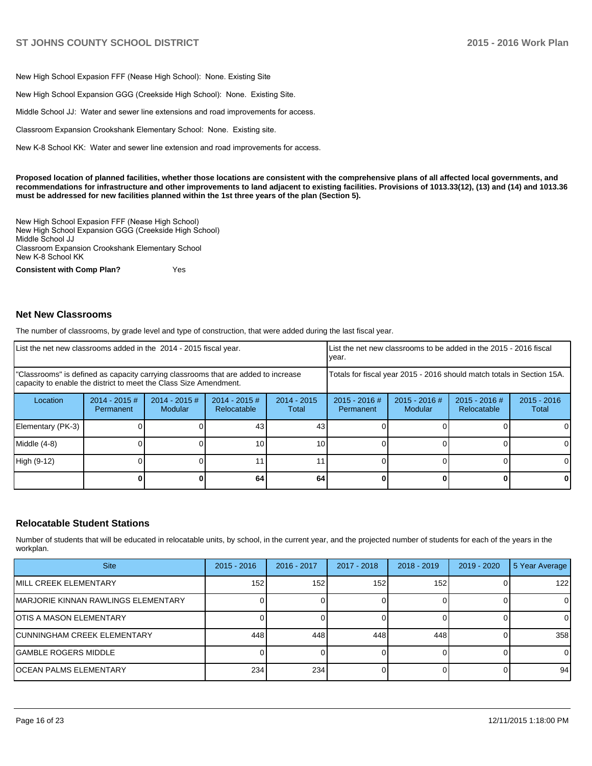New High School Expasion FFF (Nease High School): None. Existing Site

New High School Expansion GGG (Creekside High School): None. Existing Site.

Middle School JJ: Water and sewer line extensions and road improvements for access.

Classroom Expansion Crookshank Elementary School: None. Existing site.

New K-8 School KK: Water and sewer line extension and road improvements for access.

**Proposed location of planned facilities, whether those locations are consistent with the comprehensive plans of all affected local governments, and recommendations for infrastructure and other improvements to land adjacent to existing facilities. Provisions of 1013.33(12), (13) and (14) and 1013.36 must be addressed for new facilities planned within the 1st three years of the plan (Section 5).**

New High School Expasion FFF (Nease High School)
New High School Expansion GGG (Creekside High School)
Middle School JJ
Classroom Expansion Crookshank Elementary School
New K-8 School KK

**Consistent with Comp Plan?** Yes

### Net New Classrooms

The number of classrooms, by grade level and type of construction, that were added during the last fiscal year.

| List the net new classrooms added in the 2014 - 2015 fiscal year. | | | | | List the net new classrooms to be added in the 2015 - 2016 fiscal year. | | | |
|---|---|---|---|---|---|---|---|---|
| "Classrooms" is defined as capacity carrying classrooms that are added to increase capacity to enable the district to meet the Class Size Amendment. | | | | | Totals for fiscal year 2015 - 2016 should match totals in Section 15A. | | | |
| Location | 2014 - 2015 # Permanent | 2014 - 2015 # Modular | 2014 - 2015 # Relocatable | 2014 - 2015 Total | 2015 - 2016 # Permanent | 2015 - 2016 # Modular | 2015 - 2016 # Relocatable | 2015 - 2016 Total |
| Elementary (PK-3) | 0 | 0 | 43 | 43 | 0 | 0 | 0 | 0 |
| Middle (4-8) | 0 | 0 | 10 | 10 | 0 | 0 | 0 | 0 |
| High (9-12) | 0 | 0 | 11 | 11 | 0 | 0 | 0 | 0 |
| | **0** | **0** | **64** | **64** | **0** | **0** | **0** | **0** |

### Relocatable Student Stations

Number of students that will be educated in relocatable units, by school, in the current year, and the projected number of students for each of the years in the workplan.

| Site | 2015 - 2016 | 2016 - 2017 | 2017 - 2018 | 2018 - 2019 | 2019 - 2020 | 5 Year Average |
|---|---|---|---|---|---|---|
| MILL CREEK ELEMENTARY | 152 | 152 | 152 | 152 | 0 | 122 |
| MARJORIE KINNAN RAWLINGS ELEMENTARY | 0 | 0 | 0 | 0 | 0 | 0 |
| OTIS A MASON ELEMENTARY | 0 | 0 | 0 | 0 | 0 | 0 |
| CUNNINGHAM CREEK ELEMENTARY | 448 | 448 | 448 | 448 | 0 | 358 |
| GAMBLE ROGERS MIDDLE | 0 | 0 | 0 | 0 | 0 | 0 |
| OCEAN PALMS ELEMENTARY | 234 | 234 | 0 | 0 | 0 | 94 |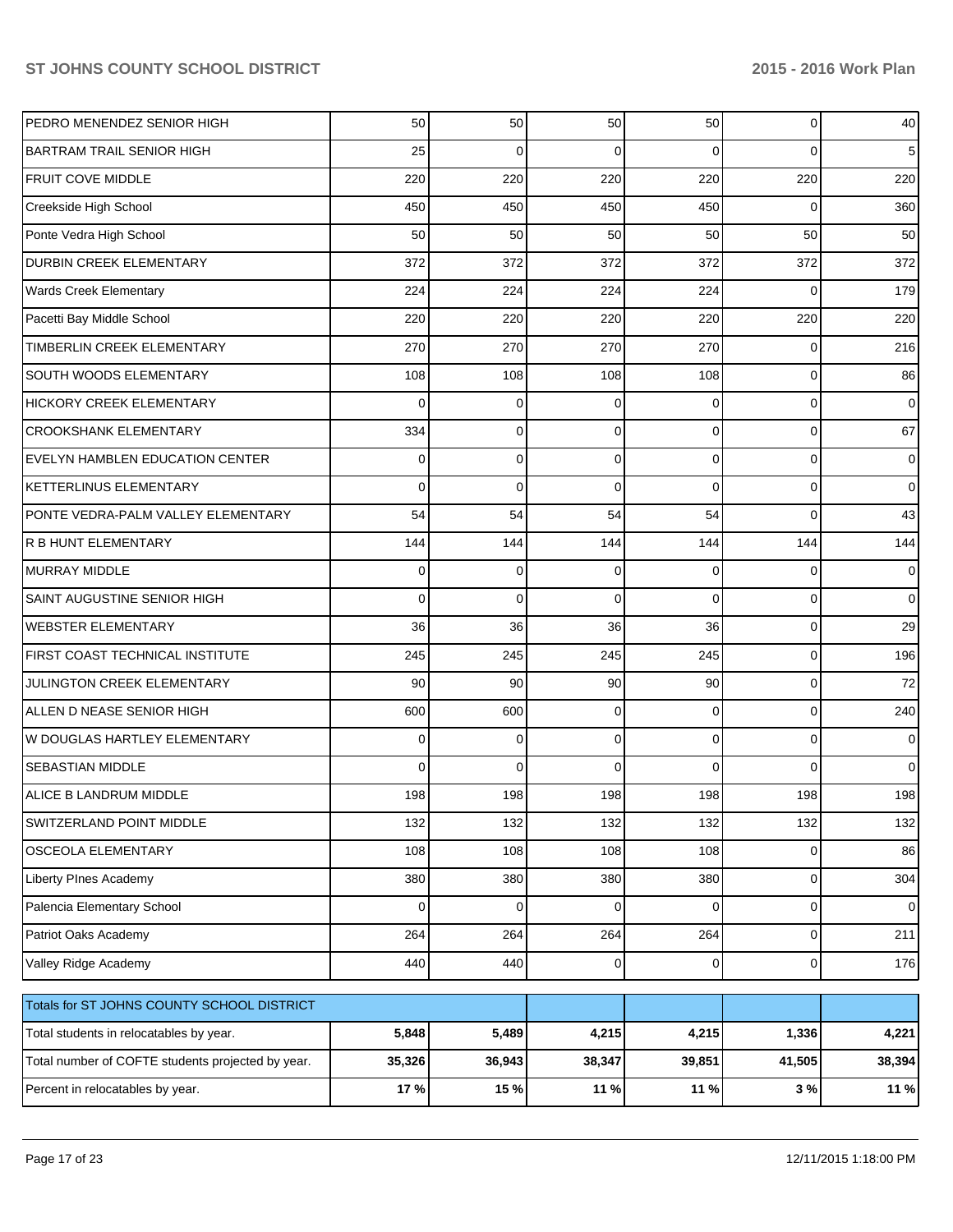| | | | | | | |
|---|---|---|---|---|---|---|
| PEDRO MENENDEZ SENIOR HIGH | 50 | 50 | 50 | 50 | 0 | 40 |
| BARTRAM TRAIL SENIOR HIGH | 25 | 0 | 0 | 0 | 0 | 5 |
| FRUIT COVE MIDDLE | 220 | 220 | 220 | 220 | 220 | 220 |
| Creekside High School | 450 | 450 | 450 | 450 | 0 | 360 |
| Ponte Vedra High School | 50 | 50 | 50 | 50 | 50 | 50 |
| DURBIN CREEK ELEMENTARY | 372 | 372 | 372 | 372 | 372 | 372 |
| Wards Creek Elementary | 224 | 224 | 224 | 224 | 0 | 179 |
| Pacetti Bay Middle School | 220 | 220 | 220 | 220 | 220 | 220 |
| TIMBERLIN CREEK ELEMENTARY | 270 | 270 | 270 | 270 | 0 | 216 |
| SOUTH WOODS ELEMENTARY | 108 | 108 | 108 | 108 | 0 | 86 |
| HICKORY CREEK ELEMENTARY | 0 | 0 | 0 | 0 | 0 | 0 |
| CROOKSHANK ELEMENTARY | 334 | 0 | 0 | 0 | 0 | 67 |
| EVELYN HAMBLEN EDUCATION CENTER | 0 | 0 | 0 | 0 | 0 | 0 |
| KETTERLINUS ELEMENTARY | 0 | 0 | 0 | 0 | 0 | 0 |
| PONTE VEDRA-PALM VALLEY ELEMENTARY | 54 | 54 | 54 | 54 | 0 | 43 |
| R B HUNT ELEMENTARY | 144 | 144 | 144 | 144 | 144 | 144 |
| MURRAY MIDDLE | 0 | 0 | 0 | 0 | 0 | 0 |
| SAINT AUGUSTINE SENIOR HIGH | 0 | 0 | 0 | 0 | 0 | 0 |
| WEBSTER ELEMENTARY | 36 | 36 | 36 | 36 | 0 | 29 |
| FIRST COAST TECHNICAL INSTITUTE | 245 | 245 | 245 | 245 | 0 | 196 |
| JULINGTON CREEK ELEMENTARY | 90 | 90 | 90 | 90 | 0 | 72 |
| ALLEN D NEASE SENIOR HIGH | 600 | 600 | 0 | 0 | 0 | 240 |
| W DOUGLAS HARTLEY ELEMENTARY | 0 | 0 | 0 | 0 | 0 | 0 |
| SEBASTIAN MIDDLE | 0 | 0 | 0 | 0 | 0 | 0 |
| ALICE B LANDRUM MIDDLE | 198 | 198 | 198 | 198 | 198 | 198 |
| SWITZERLAND POINT MIDDLE | 132 | 132 | 132 | 132 | 132 | 132 |
| OSCEOLA ELEMENTARY | 108 | 108 | 108 | 108 | 0 | 86 |
| Liberty PInes Academy | 380 | 380 | 380 | 380 | 0 | 304 |
| Palencia Elementary School | 0 | 0 | 0 | 0 | 0 | 0 |
| Patriot Oaks Academy | 264 | 264 | 264 | 264 | 0 | 211 |
| Valley Ridge Academy | 440 | 440 | 0 | 0 | 0 | 176 |

| Totals for ST JOHNS COUNTY SCHOOL DISTRICT | | | | | | |
|---|---|---|---|---|---|---|
| Total students in relocatables by year. | **5,848** | **5,489** | **4,215** | **4,215** | **1,336** | **4,221** |
| Total number of COFTE students projected by year. | **35,326** | **36,943** | **38,347** | **39,851** | **41,505** | **38,394** |
| Percent in relocatables by year. | **17 %** | **15 %** | **11 %** | **11 %** | **3 %** | **11 %** |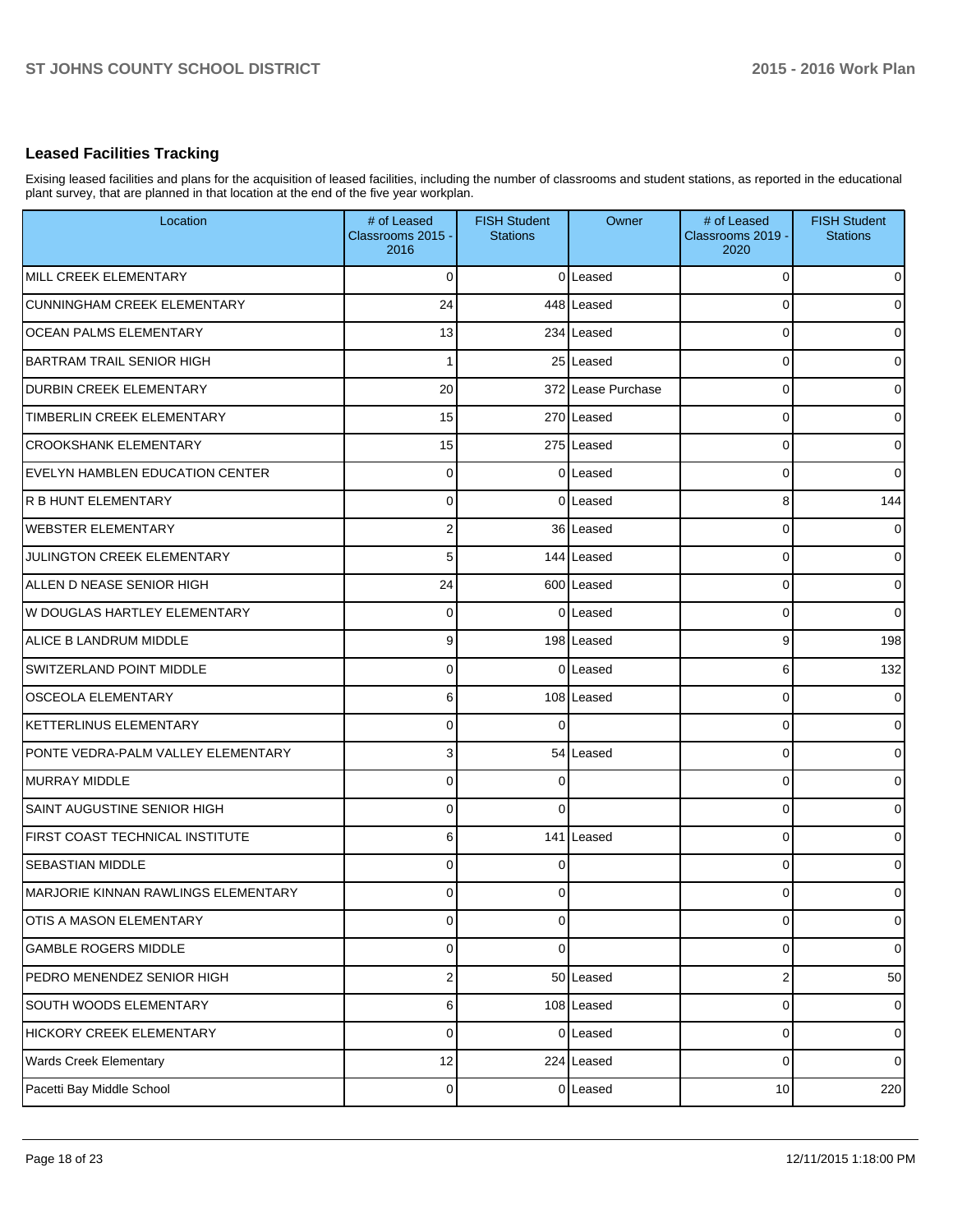## Leased Facilities Tracking

Exising leased facilities and plans for the acquisition of leased facilities, including the number of classrooms and student stations, as reported in the educational plant survey, that are planned in that location at the end of the five year workplan.

| Location | # of Leased Classrooms 2015 - 2016 | FISH Student Stations | Owner | # of Leased Classrooms 2019 - 2020 | FISH Student Stations |
|---|---|---|---|---|---|
| MILL CREEK ELEMENTARY | 0 | 0 | Leased | 0 | 0 |
| CUNNINGHAM CREEK ELEMENTARY | 24 | 448 | Leased | 0 | 0 |
| OCEAN PALMS ELEMENTARY | 13 | 234 | Leased | 0 | 0 |
| BARTRAM TRAIL SENIOR HIGH | 1 | 25 | Leased | 0 | 0 |
| DURBIN CREEK ELEMENTARY | 20 | 372 | Lease Purchase | 0 | 0 |
| TIMBERLIN CREEK ELEMENTARY | 15 | 270 | Leased | 0 | 0 |
| CROOKSHANK ELEMENTARY | 15 | 275 | Leased | 0 | 0 |
| EVELYN HAMBLEN EDUCATION CENTER | 0 | 0 | Leased | 0 | 0 |
| R B HUNT ELEMENTARY | 0 | 0 | Leased | 8 | 144 |
| WEBSTER ELEMENTARY | 2 | 36 | Leased | 0 | 0 |
| JULINGTON CREEK ELEMENTARY | 5 | 144 | Leased | 0 | 0 |
| ALLEN D NEASE SENIOR HIGH | 24 | 600 | Leased | 0 | 0 |
| W DOUGLAS HARTLEY ELEMENTARY | 0 | 0 | Leased | 0 | 0 |
| ALICE B LANDRUM MIDDLE | 9 | 198 | Leased | 9 | 198 |
| SWITZERLAND POINT MIDDLE | 0 | 0 | Leased | 6 | 132 |
| OSCEOLA ELEMENTARY | 6 | 108 | Leased | 0 | 0 |
| KETTERLINUS ELEMENTARY | 0 | 0 | | 0 | 0 |
| PONTE VEDRA-PALM VALLEY ELEMENTARY | 3 | 54 | Leased | 0 | 0 |
| MURRAY MIDDLE | 0 | 0 | | 0 | 0 |
| SAINT AUGUSTINE SENIOR HIGH | 0 | 0 | | 0 | 0 |
| FIRST COAST TECHNICAL INSTITUTE | 6 | 141 | Leased | 0 | 0 |
| SEBASTIAN MIDDLE | 0 | 0 | | 0 | 0 |
| MARJORIE KINNAN RAWLINGS ELEMENTARY | 0 | 0 | | 0 | 0 |
| OTIS A MASON ELEMENTARY | 0 | 0 | | 0 | 0 |
| GAMBLE ROGERS MIDDLE | 0 | 0 | | 0 | 0 |
| PEDRO MENENDEZ SENIOR HIGH | 2 | 50 | Leased | 2 | 50 |
| SOUTH WOODS ELEMENTARY | 6 | 108 | Leased | 0 | 0 |
| HICKORY CREEK ELEMENTARY | 0 | 0 | Leased | 0 | 0 |
| Wards Creek Elementary | 12 | 224 | Leased | 0 | 0 |
| Pacetti Bay Middle School | 0 | 0 | Leased | 10 | 220 |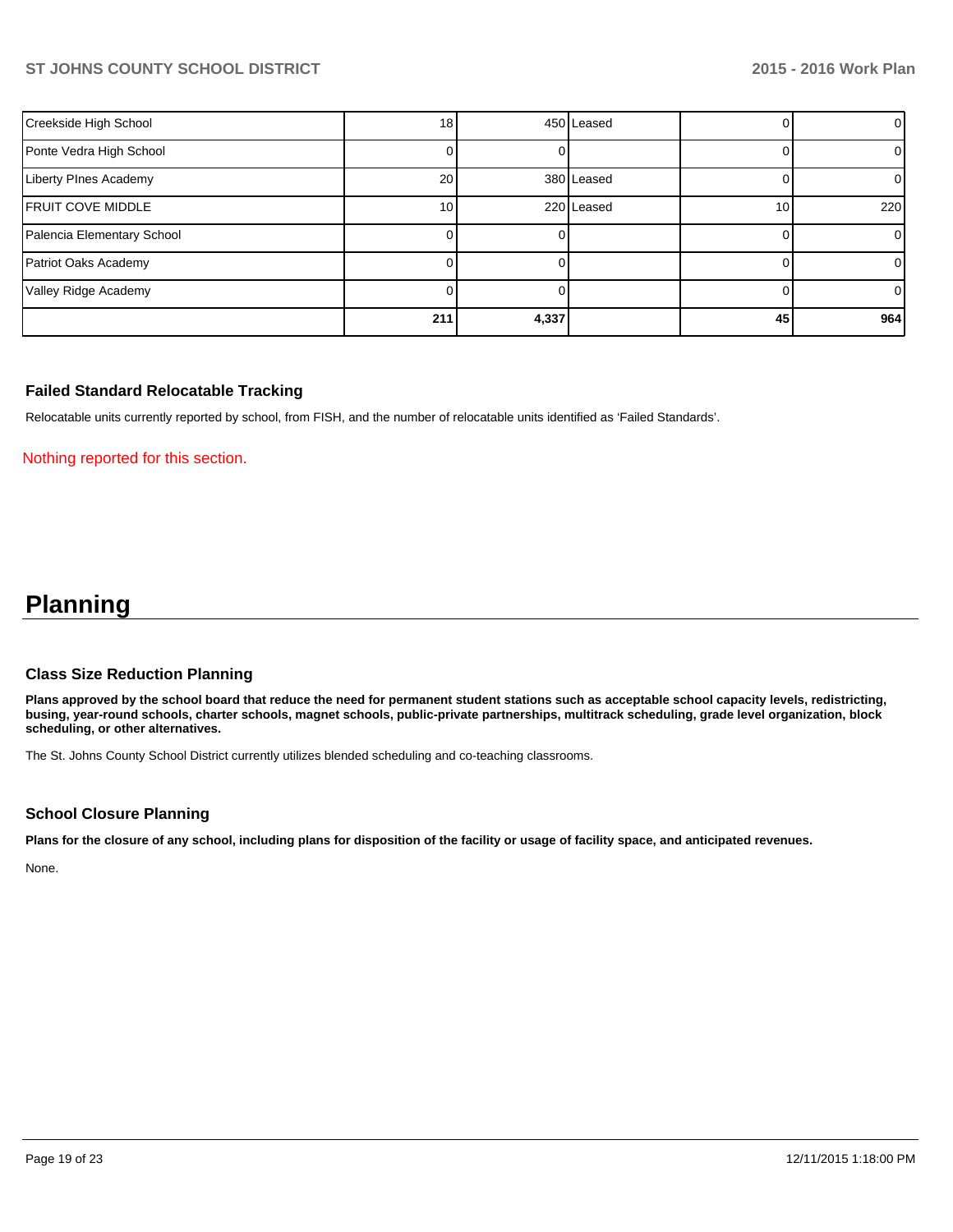| | | | | | |
|---|---|---|---|---|---|
| Creekside High School | 18 | 450 | Leased | 0 | 0 |
| Ponte Vedra High School | 0 | 0 | | 0 | 0 |
| Liberty PInes Academy | 20 | 380 | Leased | 0 | 0 |
| FRUIT COVE MIDDLE | 10 | 220 | Leased | 10 | 220 |
| Palencia Elementary School | 0 | 0 | | 0 | 0 |
| Patriot Oaks Academy | 0 | 0 | | 0 | 0 |
| Valley Ridge Academy | 0 | 0 | | 0 | 0 |
| | **211** | **4,337** | | **45** | **964** |

### Failed Standard Relocatable Tracking

Relocatable units currently reported by school, from FISH, and the number of relocatable units identified as 'Failed Standards'.

Nothing reported for this section.

# Planning

### Class Size Reduction Planning

**Plans approved by the school board that reduce the need for permanent student stations such as acceptable school capacity levels, redistricting, busing, year-round schools, charter schools, magnet schools, public-private partnerships, multitrack scheduling, grade level organization, block scheduling, or other alternatives.**

The St. Johns County School District currently utilizes blended scheduling and co-teaching classrooms.

### School Closure Planning

**Plans for the closure of any school, including plans for disposition of the facility or usage of facility space, and anticipated revenues.**

None.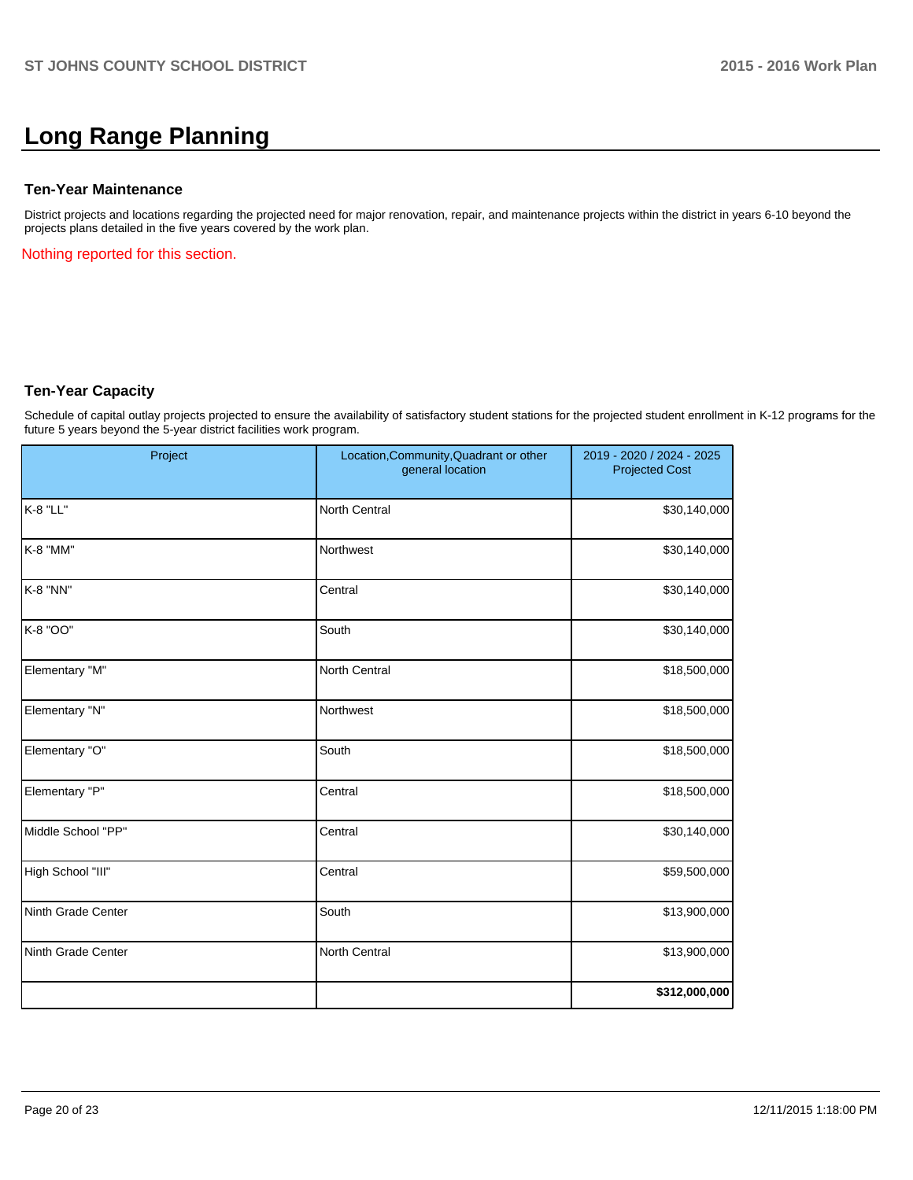# Long Range Planning

### Ten-Year Maintenance

District projects and locations regarding the projected need for major renovation, repair, and maintenance projects within the district in years 6-10 beyond the projects plans detailed in the five years covered by the work plan.

Nothing reported for this section.

### Ten-Year Capacity

Schedule of capital outlay projects projected to ensure the availability of satisfactory student stations for the projected student enrollment in K-12 programs for the future 5 years beyond the 5-year district facilities work program.

| Project | Location,Community,Quadrant or other general location | 2019 - 2020 / 2024 - 2025 Projected Cost |
|---|---|---|
| K-8 "LL" | North Central | $30,140,000 |
| K-8 "MM" | Northwest | $30,140,000 |
| K-8 "NN" | Central | $30,140,000 |
| K-8 "OO" | South | $30,140,000 |
| Elementary "M" | North Central | $18,500,000 |
| Elementary "N" | Northwest | $18,500,000 |
| Elementary "O" | South | $18,500,000 |
| Elementary "P" | Central | $18,500,000 |
| Middle School "PP" | Central | $30,140,000 |
| High School "III" | Central | $59,500,000 |
| Ninth Grade Center | South | $13,900,000 |
| Ninth Grade Center | North Central | $13,900,000 |
| | | **$312,000,000** |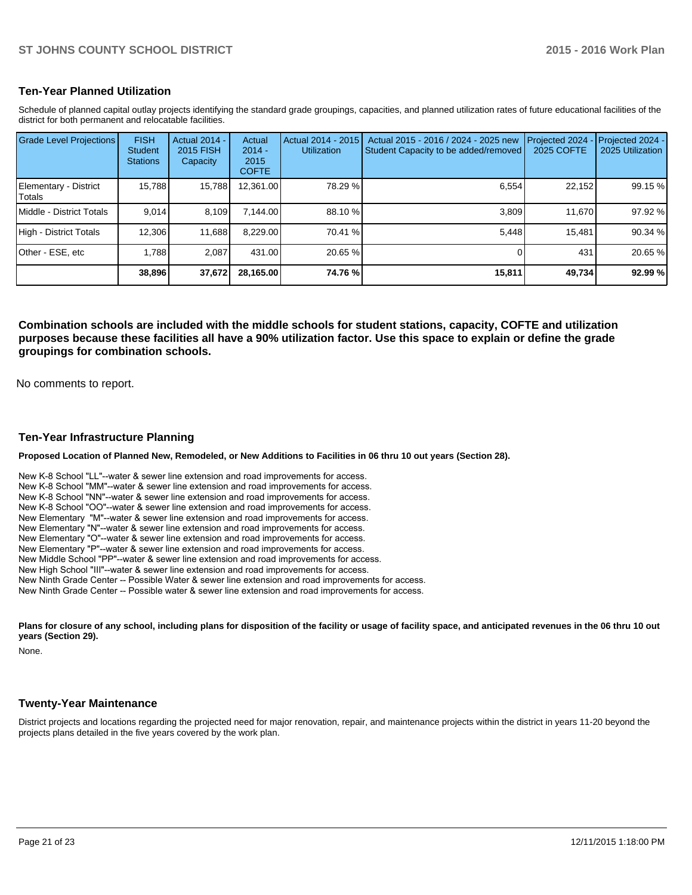## Ten-Year Planned Utilization

Schedule of planned capital outlay projects identifying the standard grade groupings, capacities, and planned utilization rates of future educational facilities of the district for both permanent and relocatable facilities.

| Grade Level Projections | FISH Student Stations | Actual 2014 - 2015 FISH Capacity | Actual 2014 - 2015 COFTE | Actual 2014 - 2015 Utilization | Actual 2015 - 2016 / 2024 - 2025 new Student Capacity to be added/removed | Projected 2024 - 2025 COFTE | Projected 2024 - 2025 Utilization |
|---|---|---|---|---|---|---|---|
| Elementary - District Totals | 15,788 | 15,788 | 12,361.00 | 78.29 % | 6,554 | 22,152 | 99.15 % |
| Middle - District Totals | 9,014 | 8,109 | 7,144.00 | 88.10 % | 3,809 | 11,670 | 97.92 % |
| High - District Totals | 12,306 | 11,688 | 8,229.00 | 70.41 % | 5,448 | 15,481 | 90.34 % |
| Other - ESE, etc | 1,788 | 2,087 | 431.00 | 20.65 % | 0 | 431 | 20.65 % |
| | **38,896** | **37,672** | **28,165.00** | **74.76 %** | **15,811** | **49,734** | **92.99 %** |

**Combination schools are included with the middle schools for student stations, capacity, COFTE and utilization purposes because these facilities all have a 90% utilization factor. Use this space to explain or define the grade groupings for combination schools.**

No comments to report.

## Ten-Year Infrastructure Planning

**Proposed Location of Planned New, Remodeled, or New Additions to Facilities in 06 thru 10 out years (Section 28).**

New K-8 School "LL"--water & sewer line extension and road improvements for access.
New K-8 School "MM"--water & sewer line extension and road improvements for access.
New K-8 School "NN"--water & sewer line extension and road improvements for access.
New K-8 School "OO"--water & sewer line extension and road improvements for access.
New Elementary "M"--water & sewer line extension and road improvements for access.
New Elementary "N"--water & sewer line extension and road improvements for access.
New Elementary "O"--water & sewer line extension and road improvements for access.
New Elementary "P"--water & sewer line extension and road improvements for access.
New Middle School "PP"--water & sewer line extension and road improvements for access.
New High School "III"--water & sewer line extension and road improvements for access.
New Ninth Grade Center -- Possible Water & sewer line extension and road improvements for access.
New Ninth Grade Center -- Possible water & sewer line extension and road improvements for access.

**Plans for closure of any school, including plans for disposition of the facility or usage of facility space, and anticipated revenues in the 06 thru 10 out years (Section 29).**

None.

## Twenty-Year Maintenance

District projects and locations regarding the projected need for major renovation, repair, and maintenance projects within the district in years 11-20 beyond the projects plans detailed in the five years covered by the work plan.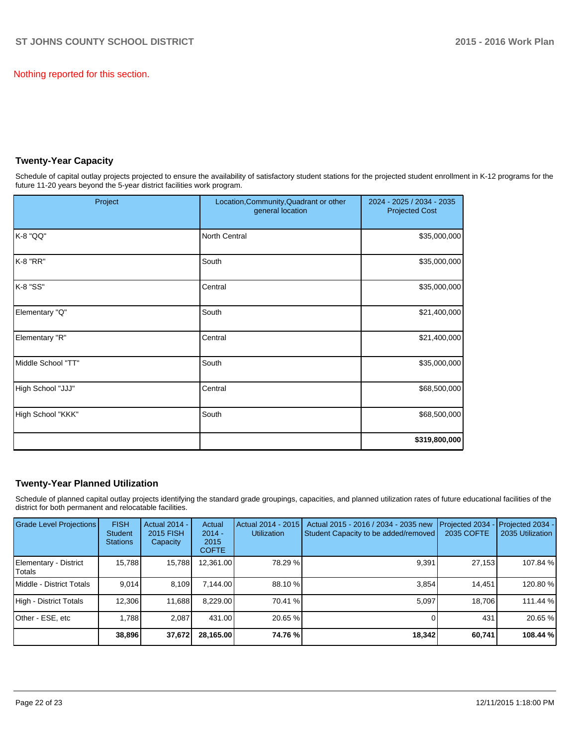Nothing reported for this section.

## Twenty-Year Capacity

Schedule of capital outlay projects projected to ensure the availability of satisfactory student stations for the projected student enrollment in K-12 programs for the future 11-20 years beyond the 5-year district facilities work program.

| Project | Location,Community,Quadrant or other general location | 2024 - 2025 / 2034 - 2035 Projected Cost |
|---|---|---|
| K-8 "QQ" | North Central | $35,000,000 |
| K-8 "RR" | South | $35,000,000 |
| K-8 "SS" | Central | $35,000,000 |
| Elementary "Q" | South | $21,400,000 |
| Elementary "R" | Central | $21,400,000 |
| Middle School "TT" | South | $35,000,000 |
| High School "JJJ" | Central | $68,500,000 |
| High School "KKK" | South | $68,500,000 |
| | | **$319,800,000** |

## Twenty-Year Planned Utilization

Schedule of planned capital outlay projects identifying the standard grade groupings, capacities, and planned utilization rates of future educational facilities of the district for both permanent and relocatable facilities.

| Grade Level Projections | FISH Student Stations | Actual 2014 - 2015 FISH Capacity | Actual 2014 - 2015 COFTE | Actual 2014 - 2015 Utilization | Actual 2015 - 2016 / 2034 - 2035 new Student Capacity to be added/removed | Projected 2034 - 2035 COFTE | Projected 2034 - 2035 Utilization |
|---|---|---|---|---|---|---|---|
| Elementary - District Totals | 15,788 | 15,788 | 12,361.00 | 78.29 % | 9,391 | 27,153 | 107.84 % |
| Middle - District Totals | 9,014 | 8,109 | 7,144.00 | 88.10 % | 3,854 | 14,451 | 120.80 % |
| High - District Totals | 12,306 | 11,688 | 8,229.00 | 70.41 % | 5,097 | 18,706 | 111.44 % |
| Other - ESE, etc | 1,788 | 2,087 | 431.00 | 20.65 % | 0 | 431 | 20.65 % |
| | **38,896** | **37,672** | **28,165.00** | **74.76 %** | **18,342** | **60,741** | **108.44 %** |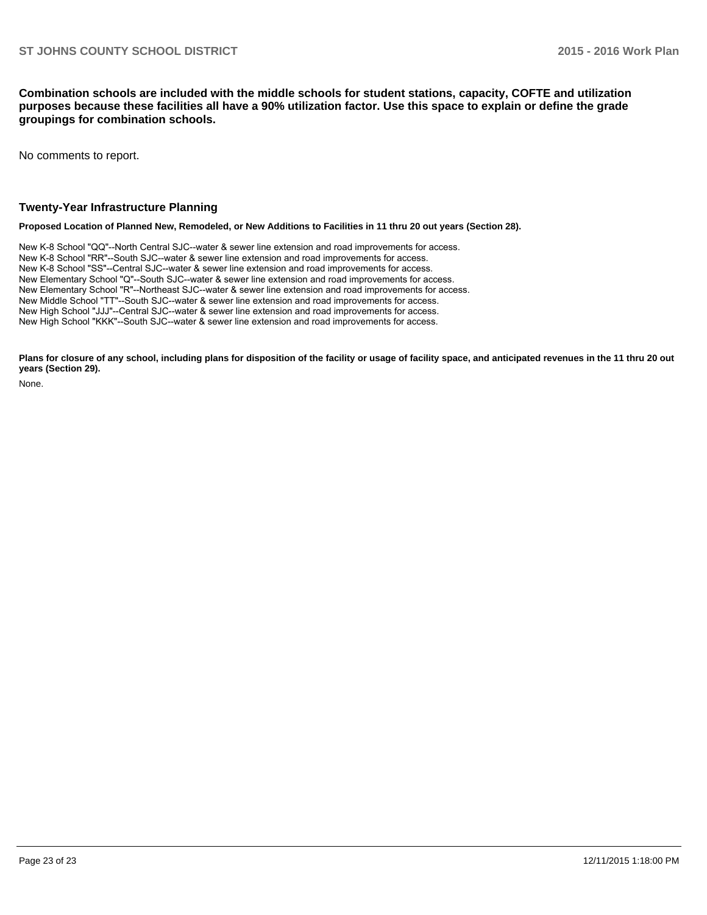**Combination schools are included with the middle schools for student stations, capacity, COFTE and utilization purposes because these facilities all have a 90% utilization factor. Use this space to explain or define the grade groupings for combination schools.**

No comments to report.

## Twenty-Year Infrastructure Planning

**Proposed Location of Planned New, Remodeled, or New Additions to Facilities in 11 thru 20 out years (Section 28).**

New K-8 School "QQ"--North Central SJC--water & sewer line extension and road improvements for access.
New K-8 School "RR"--South SJC--water & sewer line extension and road improvements for access.
New K-8 School "SS"--Central SJC--water & sewer line extension and road improvements for access.
New Elementary School "Q"--South SJC--water & sewer line extension and road improvements for access.
New Elementary School "R"--Northeast SJC--water & sewer line extension and road improvements for access.
New Middle School "TT"--South SJC--water & sewer line extension and road improvements for access.
New High School "JJJ"--Central SJC--water & sewer line extension and road improvements for access.
New High School "KKK"--South SJC--water & sewer line extension and road improvements for access.

**Plans for closure of any school, including plans for disposition of the facility or usage of facility space, and anticipated revenues in the 11 thru 20 out years (Section 29).**

None.